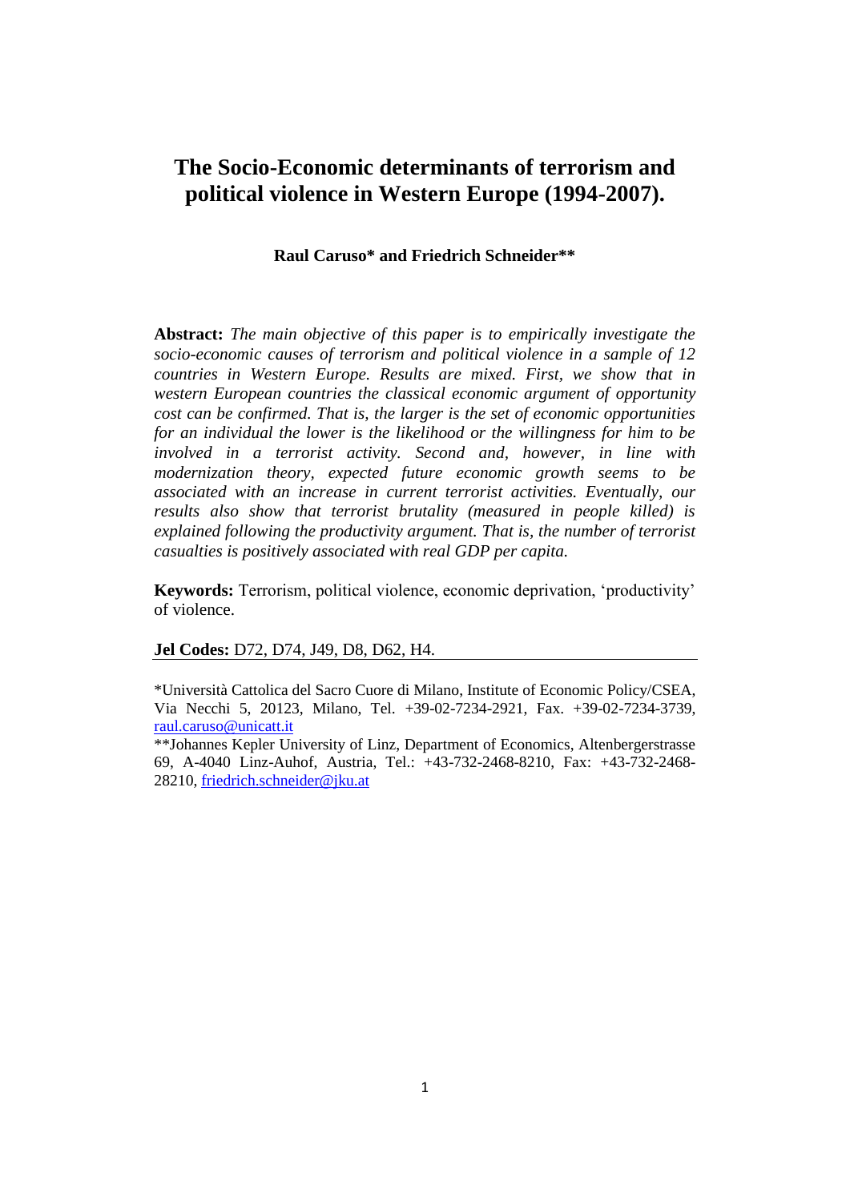# The Socio-Economic determinants of terrorism and political violence in Western Europe (1994-2007).

**Raul Caruso\* and Friedrich Schneider\*\***

**Abstract:** *The main objective of this paper is to empirically investigate the socio-economic causes of terrorism and political violence in a sample of 12 countries in Western Europe. Results are mixed. First, we show that in western European countries the classical economic argument of opportunity cost can be confirmed. That is, the larger is the set of economic opportunities for an individual the lower is the likelihood or the willingness for him to be involved in a terrorist activity. Second and, however, in line with modernization theory, expected future economic growth seems to be associated with an increase in current terrorist activities. Eventually, our results also show that terrorist brutality (measured in people killed) is explained following the productivity argument. That is, the number of terrorist casualties is positively associated with real GDP per capita.*

**Keywords:** Terrorism, political violence, economic deprivation, 'productivity' of violence.

**Jel Codes:** D72, D74, J49, D8, D62, H4.

---

\*Università Cattolica del Sacro Cuore di Milano, Institute of Economic Policy/CSEA, Via Necchi 5, 20123, Milano, Tel. +39-02-7234-2921, Fax. +39-02-7234-3739, raul.caruso@unicatt.it

\*\*Johannes Kepler University of Linz, Department of Economics, Altenbergerstrasse 69, A-4040 Linz-Auhof, Austria, Tel.: +43-732-2468-8210, Fax: +43-732-2468-28210, friedrich.schneider@jku.at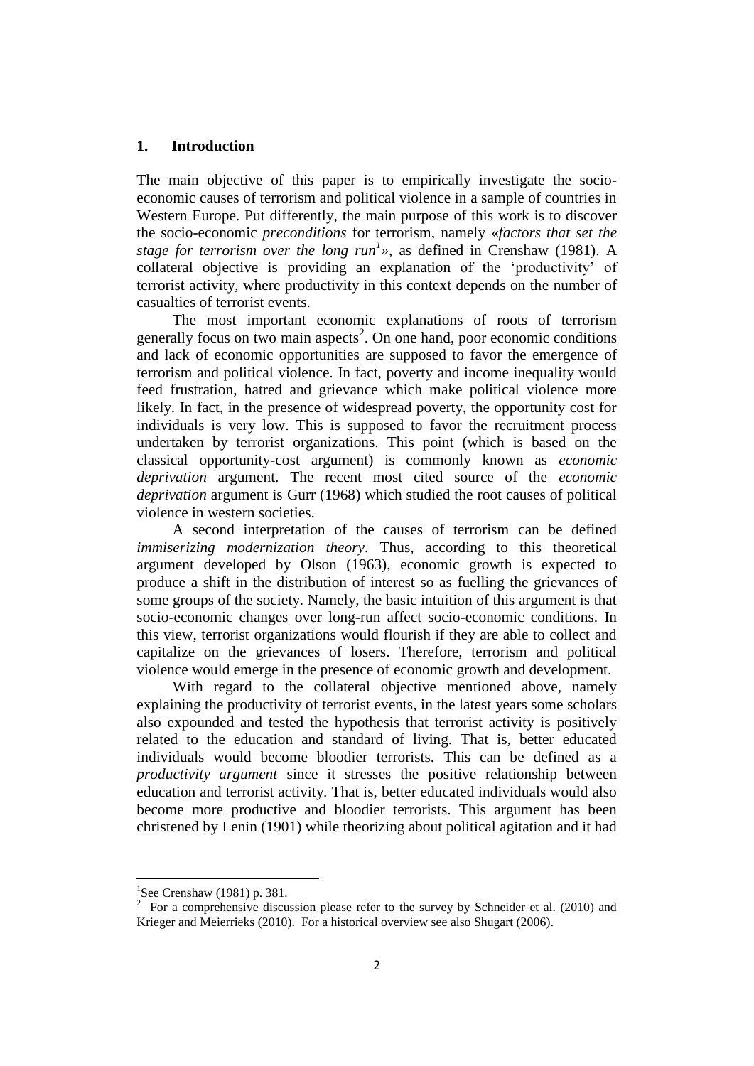## 1. Introduction

The main objective of this paper is to empirically investigate the socio-economic causes of terrorism and political violence in a sample of countries in Western Europe. Put differently, the main purpose of this work is to discover the socio-economic *preconditions* for terrorism, namely «*factors that set the stage for terrorism over the long run*[1]», as defined in Crenshaw (1981). A collateral objective is providing an explanation of the 'productivity' of terrorist activity, where productivity in this context depends on the number of casualties of terrorist events.

The most important economic explanations of roots of terrorism generally focus on two main aspects[2]. On one hand, poor economic conditions and lack of economic opportunities are supposed to favor the emergence of terrorism and political violence. In fact, poverty and income inequality would feed frustration, hatred and grievance which make political violence more likely. In fact, in the presence of widespread poverty, the opportunity cost for individuals is very low. This is supposed to favor the recruitment process undertaken by terrorist organizations. This point (which is based on the classical opportunity-cost argument) is commonly known as *economic deprivation* argument. The recent most cited source of the *economic deprivation* argument is Gurr (1968) which studied the root causes of political violence in western societies.

A second interpretation of the causes of terrorism can be defined *immiserizing modernization theory*. Thus, according to this theoretical argument developed by Olson (1963), economic growth is expected to produce a shift in the distribution of interest so as fuelling the grievances of some groups of the society. Namely, the basic intuition of this argument is that socio-economic changes over long-run affect socio-economic conditions. In this view, terrorist organizations would flourish if they are able to collect and capitalize on the grievances of losers. Therefore, terrorism and political violence would emerge in the presence of economic growth and development.

With regard to the collateral objective mentioned above, namely explaining the productivity of terrorist events, in the latest years some scholars also expounded and tested the hypothesis that terrorist activity is positively related to the education and standard of living. That is, better educated individuals would become bloodier terrorists. This can be defined as a *productivity argument* since it stresses the positive relationship between education and terrorist activity. That is, better educated individuals would also become more productive and bloodier terrorists. This argument has been christened by Lenin (1901) while theorizing about political agitation and it had

[1] See Crenshaw (1981) p. 381.

[2] For a comprehensive discussion please refer to the survey by Schneider et al. (2010) and Krieger and Meierrieks (2010). For a historical overview see also Shugart (2006).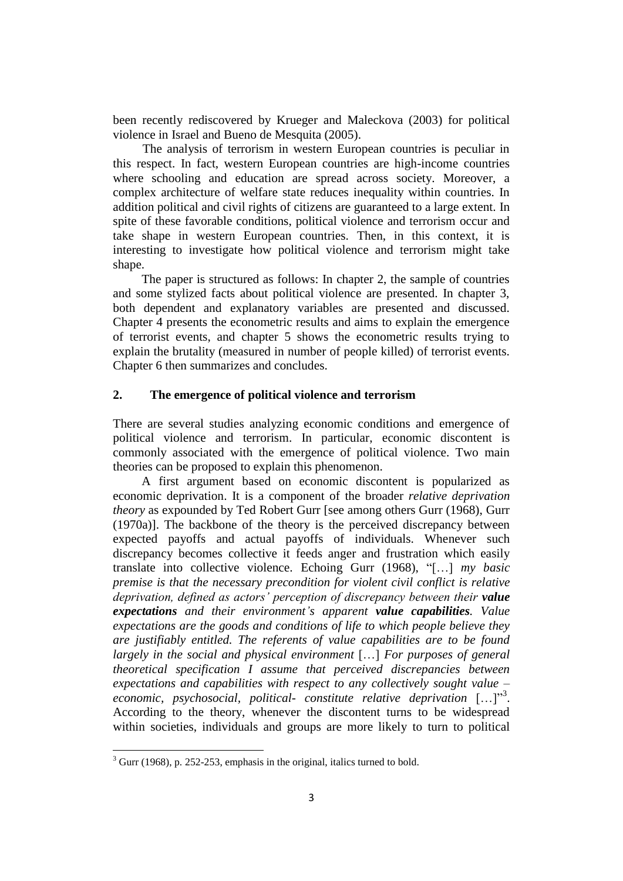been recently rediscovered by Krueger and Maleckova (2003) for political violence in Israel and Bueno de Mesquita (2005).

The analysis of terrorism in western European countries is peculiar in this respect. In fact, western European countries are high-income countries where schooling and education are spread across society. Moreover, a complex architecture of welfare state reduces inequality within countries. In addition political and civil rights of citizens are guaranteed to a large extent. In spite of these favorable conditions, political violence and terrorism occur and take shape in western European countries. Then, in this context, it is interesting to investigate how political violence and terrorism might take shape.

The paper is structured as follows: In chapter 2, the sample of countries and some stylized facts about political violence are presented. In chapter 3, both dependent and explanatory variables are presented and discussed. Chapter 4 presents the econometric results and aims to explain the emergence of terrorist events, and chapter 5 shows the econometric results trying to explain the brutality (measured in number of people killed) of terrorist events. Chapter 6 then summarizes and concludes.

## 2. The emergence of political violence and terrorism

There are several studies analyzing economic conditions and emergence of political violence and terrorism. In particular, economic discontent is commonly associated with the emergence of political violence. Two main theories can be proposed to explain this phenomenon.

A first argument based on economic discontent is popularized as economic deprivation. It is a component of the broader *relative deprivation theory* as expounded by Ted Robert Gurr [see among others Gurr (1968), Gurr (1970a)]. The backbone of the theory is the perceived discrepancy between expected payoffs and actual payoffs of individuals. Whenever such discrepancy becomes collective it feeds anger and frustration which easily translate into collective violence. Echoing Gurr (1968), "[…] *my basic premise is that the necessary precondition for violent civil conflict is relative deprivation, defined as actors' perception of discrepancy between their* ***value expectations*** *and their environment's apparent* ***value capabilities****. Value expectations are the goods and conditions of life to which people believe they are justifiably entitled. The referents of value capabilities are to be found largely in the social and physical environment* […] *For purposes of general theoretical specification I assume that perceived discrepancies between expectations and capabilities with respect to any collectively sought value – economic, psychosocial, political- constitute relative deprivation* […]"[3]. According to the theory, whenever the discontent turns to be widespread within societies, individuals and groups are more likely to turn to political

---

[3] Gurr (1968), p. 252-253, emphasis in the original, italics turned to bold.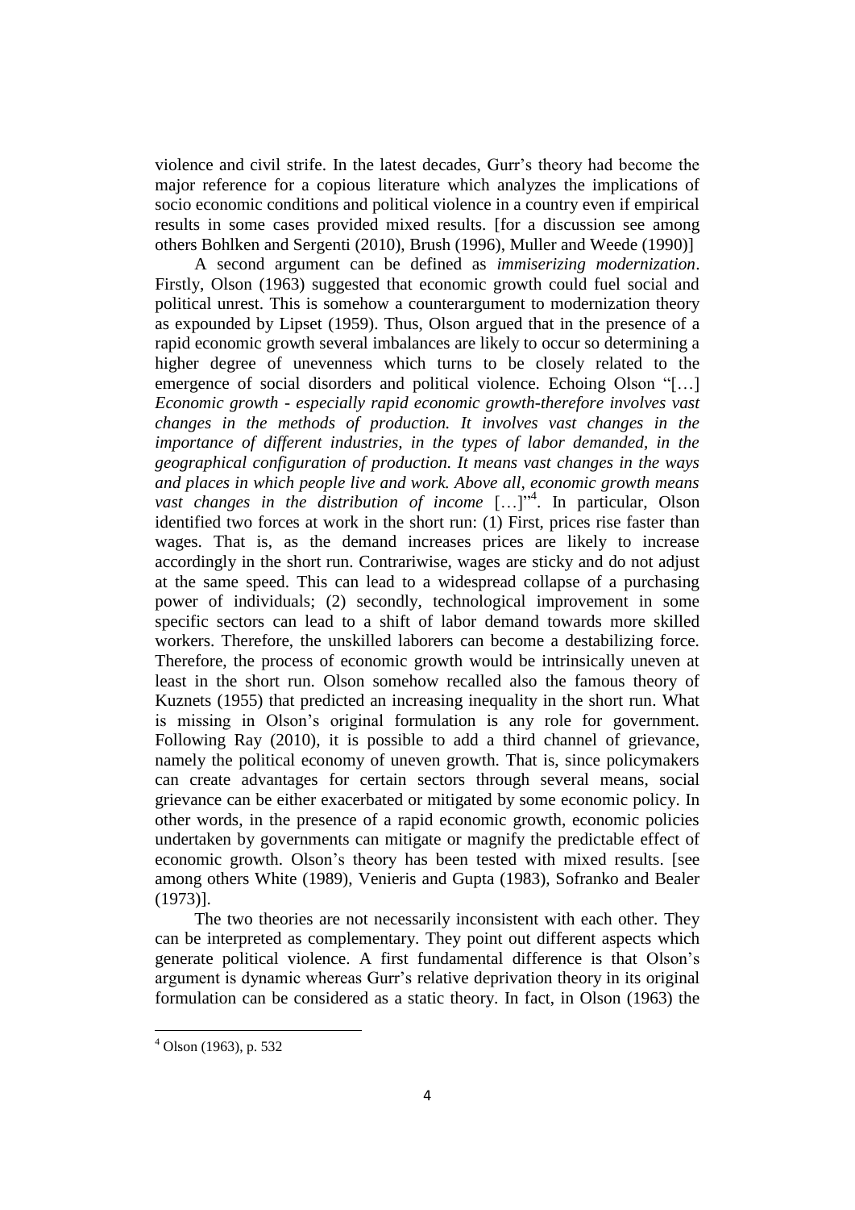violence and civil strife. In the latest decades, Gurr's theory had become the major reference for a copious literature which analyzes the implications of socio economic conditions and political violence in a country even if empirical results in some cases provided mixed results. [for a discussion see among others Bohlken and Sergenti (2010), Brush (1996), Muller and Weede (1990)]

A second argument can be defined as *immiserizing modernization*. Firstly, Olson (1963) suggested that economic growth could fuel social and political unrest. This is somehow a counterargument to modernization theory as expounded by Lipset (1959). Thus, Olson argued that in the presence of a rapid economic growth several imbalances are likely to occur so determining a higher degree of unevenness which turns to be closely related to the emergence of social disorders and political violence. Echoing Olson "[…] *Economic growth - especially rapid economic growth-therefore involves vast changes in the methods of production. It involves vast changes in the importance of different industries, in the types of labor demanded, in the geographical configuration of production. It means vast changes in the ways and places in which people live and work. Above all, economic growth means vast changes in the distribution of income* […]"[4]. In particular, Olson identified two forces at work in the short run: (1) First, prices rise faster than wages. That is, as the demand increases prices are likely to increase accordingly in the short run. Contrariwise, wages are sticky and do not adjust at the same speed. This can lead to a widespread collapse of a purchasing power of individuals; (2) secondly, technological improvement in some specific sectors can lead to a shift of labor demand towards more skilled workers. Therefore, the unskilled laborers can become a destabilizing force. Therefore, the process of economic growth would be intrinsically uneven at least in the short run. Olson somehow recalled also the famous theory of Kuznets (1955) that predicted an increasing inequality in the short run. What is missing in Olson's original formulation is any role for government. Following Ray (2010), it is possible to add a third channel of grievance, namely the political economy of uneven growth. That is, since policymakers can create advantages for certain sectors through several means, social grievance can be either exacerbated or mitigated by some economic policy. In other words, in the presence of a rapid economic growth, economic policies undertaken by governments can mitigate or magnify the predictable effect of economic growth. Olson's theory has been tested with mixed results. [see among others White (1989), Venieris and Gupta (1983), Sofranko and Bealer (1973)].

The two theories are not necessarily inconsistent with each other. They can be interpreted as complementary. They point out different aspects which generate political violence. A first fundamental difference is that Olson's argument is dynamic whereas Gurr's relative deprivation theory in its original formulation can be considered as a static theory. In fact, in Olson (1963) the

[4] Olson (1963), p. 532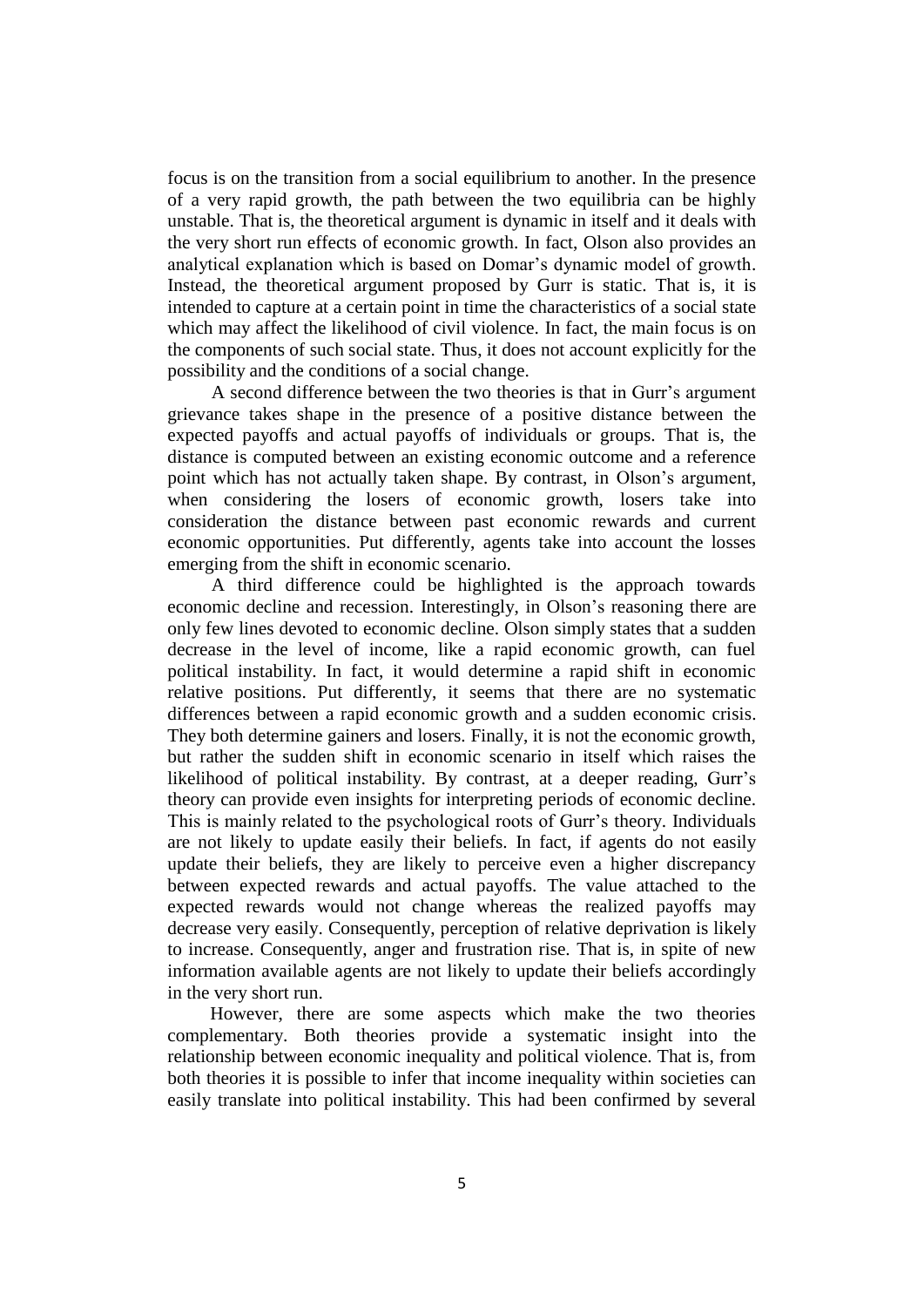focus is on the transition from a social equilibrium to another. In the presence of a very rapid growth, the path between the two equilibria can be highly unstable. That is, the theoretical argument is dynamic in itself and it deals with the very short run effects of economic growth. In fact, Olson also provides an analytical explanation which is based on Domar's dynamic model of growth. Instead, the theoretical argument proposed by Gurr is static. That is, it is intended to capture at a certain point in time the characteristics of a social state which may affect the likelihood of civil violence. In fact, the main focus is on the components of such social state. Thus, it does not account explicitly for the possibility and the conditions of a social change.

A second difference between the two theories is that in Gurr's argument grievance takes shape in the presence of a positive distance between the expected payoffs and actual payoffs of individuals or groups. That is, the distance is computed between an existing economic outcome and a reference point which has not actually taken shape. By contrast, in Olson's argument, when considering the losers of economic growth, losers take into consideration the distance between past economic rewards and current economic opportunities. Put differently, agents take into account the losses emerging from the shift in economic scenario.

A third difference could be highlighted is the approach towards economic decline and recession. Interestingly, in Olson's reasoning there are only few lines devoted to economic decline. Olson simply states that a sudden decrease in the level of income, like a rapid economic growth, can fuel political instability. In fact, it would determine a rapid shift in economic relative positions. Put differently, it seems that there are no systematic differences between a rapid economic growth and a sudden economic crisis. They both determine gainers and losers. Finally, it is not the economic growth, but rather the sudden shift in economic scenario in itself which raises the likelihood of political instability. By contrast, at a deeper reading, Gurr's theory can provide even insights for interpreting periods of economic decline. This is mainly related to the psychological roots of Gurr's theory. Individuals are not likely to update easily their beliefs. In fact, if agents do not easily update their beliefs, they are likely to perceive even a higher discrepancy between expected rewards and actual payoffs. The value attached to the expected rewards would not change whereas the realized payoffs may decrease very easily. Consequently, perception of relative deprivation is likely to increase. Consequently, anger and frustration rise. That is, in spite of new information available agents are not likely to update their beliefs accordingly in the very short run.

However, there are some aspects which make the two theories complementary. Both theories provide a systematic insight into the relationship between economic inequality and political violence. That is, from both theories it is possible to infer that income inequality within societies can easily translate into political instability. This had been confirmed by several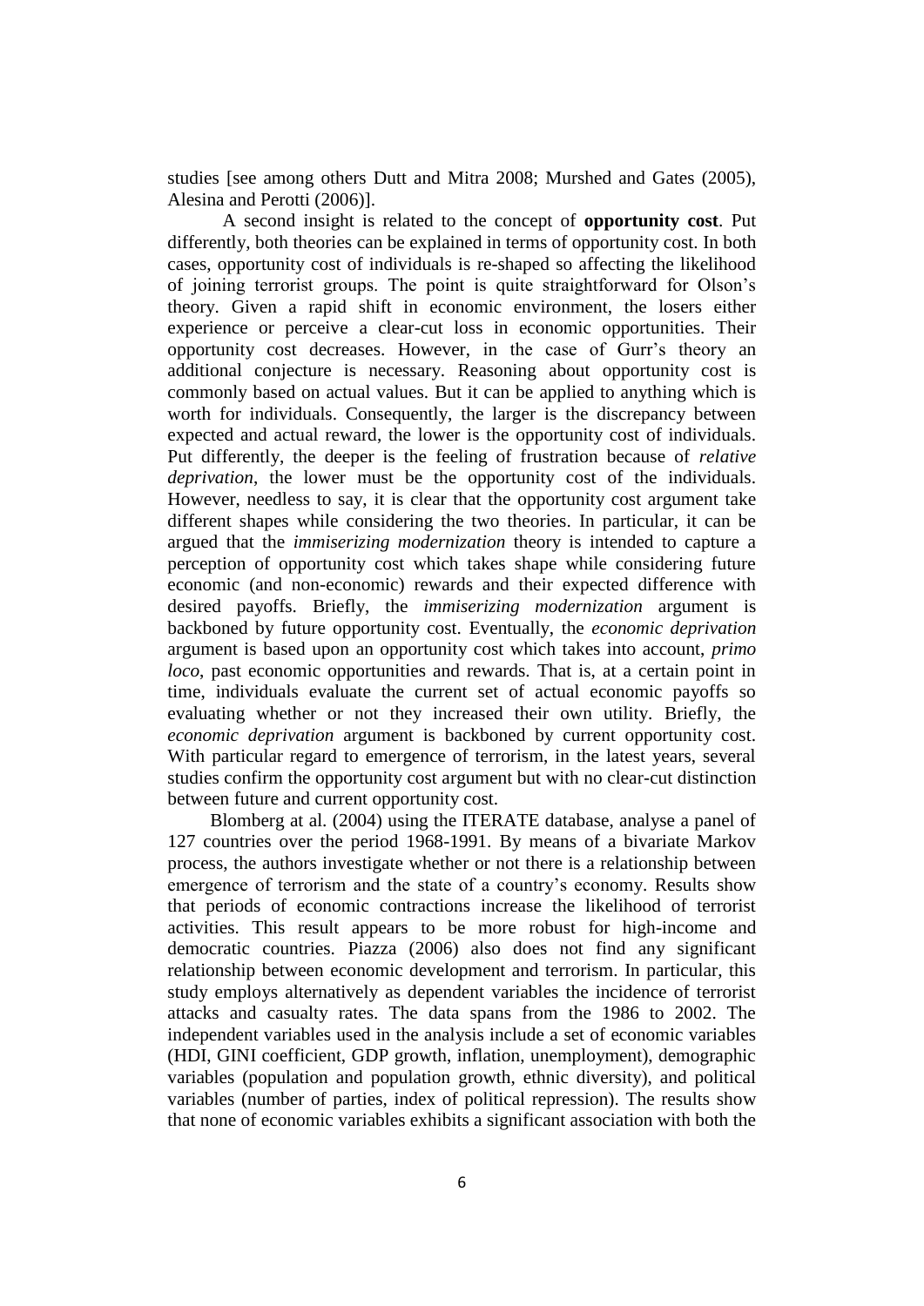studies [see among others Dutt and Mitra 2008; Murshed and Gates (2005), Alesina and Perotti (2006)].

A second insight is related to the concept of **opportunity cost**. Put differently, both theories can be explained in terms of opportunity cost. In both cases, opportunity cost of individuals is re-shaped so affecting the likelihood of joining terrorist groups. The point is quite straightforward for Olson's theory. Given a rapid shift in economic environment, the losers either experience or perceive a clear-cut loss in economic opportunities. Their opportunity cost decreases. However, in the case of Gurr's theory an additional conjecture is necessary. Reasoning about opportunity cost is commonly based on actual values. But it can be applied to anything which is worth for individuals. Consequently, the larger is the discrepancy between expected and actual reward, the lower is the opportunity cost of individuals. Put differently, the deeper is the feeling of frustration because of *relative deprivation*, the lower must be the opportunity cost of the individuals. However, needless to say, it is clear that the opportunity cost argument take different shapes while considering the two theories. In particular, it can be argued that the *immiserizing modernization* theory is intended to capture a perception of opportunity cost which takes shape while considering future economic (and non-economic) rewards and their expected difference with desired payoffs. Briefly, the *immiserizing modernization* argument is backboned by future opportunity cost. Eventually, the *economic deprivation* argument is based upon an opportunity cost which takes into account, *primo loco*, past economic opportunities and rewards. That is, at a certain point in time, individuals evaluate the current set of actual economic payoffs so evaluating whether or not they increased their own utility. Briefly, the *economic deprivation* argument is backboned by current opportunity cost. With particular regard to emergence of terrorism, in the latest years, several studies confirm the opportunity cost argument but with no clear-cut distinction between future and current opportunity cost.

Blomberg at al. (2004) using the ITERATE database, analyse a panel of 127 countries over the period 1968-1991. By means of a bivariate Markov process, the authors investigate whether or not there is a relationship between emergence of terrorism and the state of a country's economy. Results show that periods of economic contractions increase the likelihood of terrorist activities. This result appears to be more robust for high-income and democratic countries. Piazza (2006) also does not find any significant relationship between economic development and terrorism. In particular, this study employs alternatively as dependent variables the incidence of terrorist attacks and casualty rates. The data spans from the 1986 to 2002. The independent variables used in the analysis include a set of economic variables (HDI, GINI coefficient, GDP growth, inflation, unemployment), demographic variables (population and population growth, ethnic diversity), and political variables (number of parties, index of political repression). The results show that none of economic variables exhibits a significant association with both the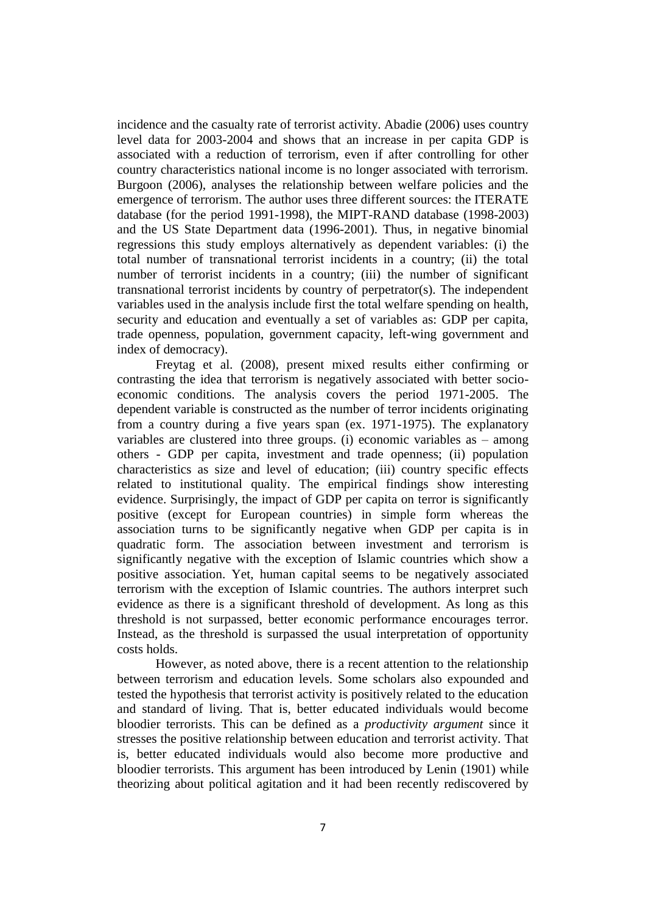incidence and the casualty rate of terrorist activity. Abadie (2006) uses country level data for 2003-2004 and shows that an increase in per capita GDP is associated with a reduction of terrorism, even if after controlling for other country characteristics national income is no longer associated with terrorism. Burgoon (2006), analyses the relationship between welfare policies and the emergence of terrorism. The author uses three different sources: the ITERATE database (for the period 1991-1998), the MIPT-RAND database (1998-2003) and the US State Department data (1996-2001). Thus, in negative binomial regressions this study employs alternatively as dependent variables: (i) the total number of transnational terrorist incidents in a country; (ii) the total number of terrorist incidents in a country; (iii) the number of significant transnational terrorist incidents by country of perpetrator(s). The independent variables used in the analysis include first the total welfare spending on health, security and education and eventually a set of variables as: GDP per capita, trade openness, population, government capacity, left-wing government and index of democracy).

Freytag et al. (2008), present mixed results either confirming or contrasting the idea that terrorism is negatively associated with better socio-economic conditions. The analysis covers the period 1971-2005. The dependent variable is constructed as the number of terror incidents originating from a country during a five years span (ex. 1971-1975). The explanatory variables are clustered into three groups. (i) economic variables as – among others - GDP per capita, investment and trade openness; (ii) population characteristics as size and level of education; (iii) country specific effects related to institutional quality. The empirical findings show interesting evidence. Surprisingly, the impact of GDP per capita on terror is significantly positive (except for European countries) in simple form whereas the association turns to be significantly negative when GDP per capita is in quadratic form. The association between investment and terrorism is significantly negative with the exception of Islamic countries which show a positive association. Yet, human capital seems to be negatively associated terrorism with the exception of Islamic countries. The authors interpret such evidence as there is a significant threshold of development. As long as this threshold is not surpassed, better economic performance encourages terror. Instead, as the threshold is surpassed the usual interpretation of opportunity costs holds.

However, as noted above, there is a recent attention to the relationship between terrorism and education levels. Some scholars also expounded and tested the hypothesis that terrorist activity is positively related to the education and standard of living. That is, better educated individuals would become bloodier terrorists. This can be defined as a *productivity argument* since it stresses the positive relationship between education and terrorist activity. That is, better educated individuals would also become more productive and bloodier terrorists. This argument has been introduced by Lenin (1901) while theorizing about political agitation and it had been recently rediscovered by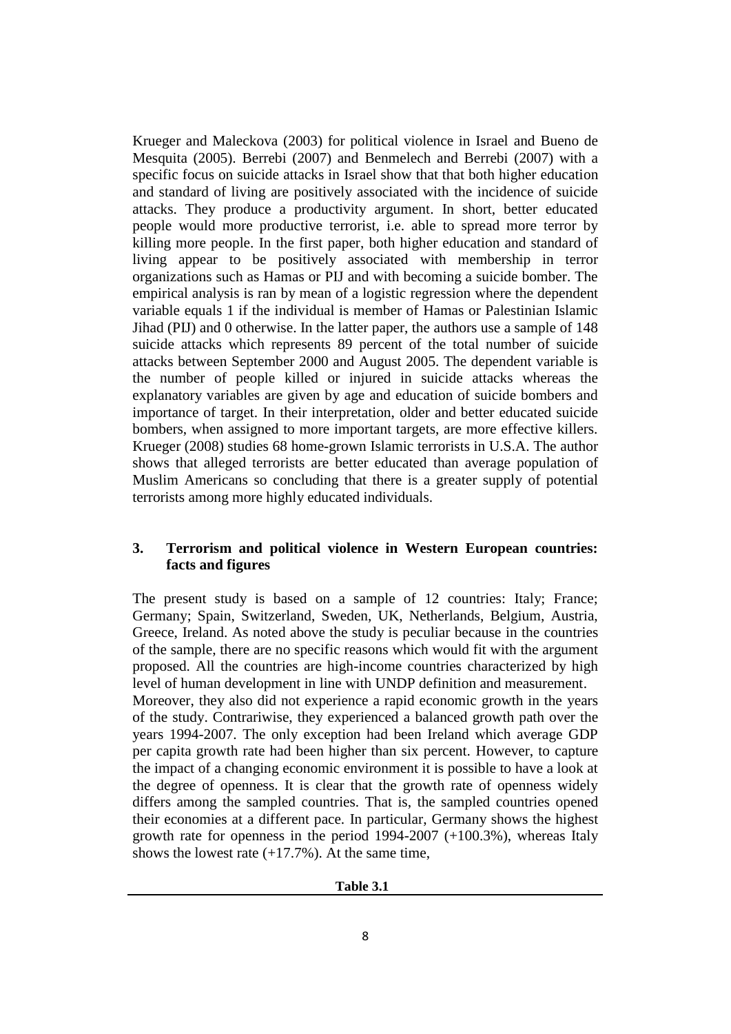Krueger and Maleckova (2003) for political violence in Israel and Bueno de Mesquita (2005). Berrebi (2007) and Benmelech and Berrebi (2007) with a specific focus on suicide attacks in Israel show that that both higher education and standard of living are positively associated with the incidence of suicide attacks. They produce a productivity argument. In short, better educated people would more productive terrorist, i.e. able to spread more terror by killing more people. In the first paper, both higher education and standard of living appear to be positively associated with membership in terror organizations such as Hamas or PIJ and with becoming a suicide bomber. The empirical analysis is ran by mean of a logistic regression where the dependent variable equals 1 if the individual is member of Hamas or Palestinian Islamic Jihad (PIJ) and 0 otherwise. In the latter paper, the authors use a sample of 148 suicide attacks which represents 89 percent of the total number of suicide attacks between September 2000 and August 2005. The dependent variable is the number of people killed or injured in suicide attacks whereas the explanatory variables are given by age and education of suicide bombers and importance of target. In their interpretation, older and better educated suicide bombers, when assigned to more important targets, are more effective killers. Krueger (2008) studies 68 home-grown Islamic terrorists in U.S.A. The author shows that alleged terrorists are better educated than average population of Muslim Americans so concluding that there is a greater supply of potential terrorists among more highly educated individuals.

## 3. Terrorism and political violence in Western European countries: facts and figures

The present study is based on a sample of 12 countries: Italy; France; Germany; Spain, Switzerland, Sweden, UK, Netherlands, Belgium, Austria, Greece, Ireland. As noted above the study is peculiar because in the countries of the sample, there are no specific reasons which would fit with the argument proposed. All the countries are high-income countries characterized by high level of human development in line with UNDP definition and measurement.
Moreover, they also did not experience a rapid economic growth in the years of the study. Contrariwise, they experienced a balanced growth path over the years 1994-2007. The only exception had been Ireland which average GDP per capita growth rate had been higher than six percent. However, to capture the impact of a changing economic environment it is possible to have a look at the degree of openness. It is clear that the growth rate of openness widely differs among the sampled countries. That is, the sampled countries opened their economies at a different pace. In particular, Germany shows the highest growth rate for openness in the period 1994-2007 (+100.3%), whereas Italy shows the lowest rate (+17.7%). At the same time,

**Table 3.1**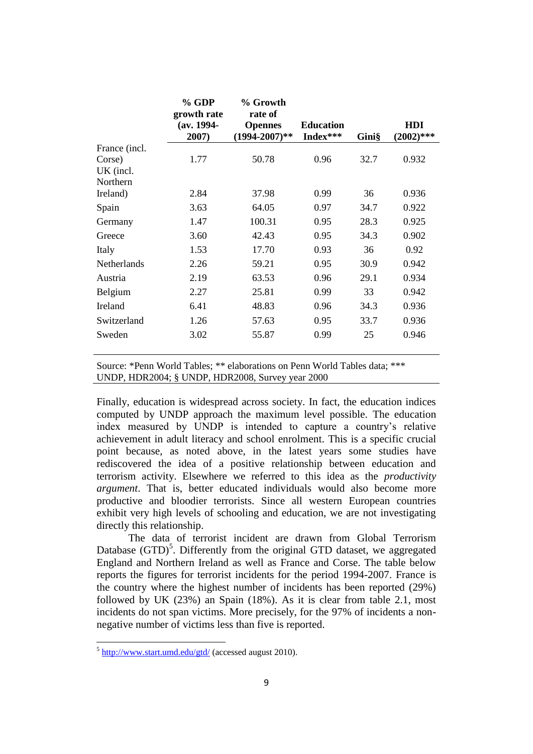| | % GDP growth rate (av. 1994-2007) | % Growth rate of Opennes (1994-2007)** | Education Index*** | Gini§ | HDI (2002)*** |
|---|---|---|---|---|---|
| France (incl. Corse) | 1.77 | 50.78 | 0.96 | 32.7 | 0.932 |
| UK (incl. Northern Ireland) | 2.84 | 37.98 | 0.99 | 36 | 0.936 |
| Spain | 3.63 | 64.05 | 0.97 | 34.7 | 0.922 |
| Germany | 1.47 | 100.31 | 0.95 | 28.3 | 0.925 |
| Greece | 3.60 | 42.43 | 0.95 | 34.3 | 0.902 |
| Italy | 1.53 | 17.70 | 0.93 | 36 | 0.92 |
| Netherlands | 2.26 | 59.21 | 0.95 | 30.9 | 0.942 |
| Austria | 2.19 | 63.53 | 0.96 | 29.1 | 0.934 |
| Belgium | 2.27 | 25.81 | 0.99 | 33 | 0.942 |
| Ireland | 6.41 | 48.83 | 0.96 | 34.3 | 0.936 |
| Switzerland | 1.26 | 57.63 | 0.95 | 33.7 | 0.936 |
| Sweden | 3.02 | 55.87 | 0.99 | 25 | 0.946 |

Source: *Penn World Tables; ** elaborations on Penn World Tables data; *** UNDP, HDR2004; § UNDP, HDR2008, Survey year 2000

Finally, education is widespread across society. In fact, the education indices computed by UNDP approach the maximum level possible. The education index measured by UNDP is intended to capture a country's relative achievement in adult literacy and school enrolment. This is a specific crucial point because, as noted above, in the latest years some studies have rediscovered the idea of a positive relationship between education and terrorism activity. Elsewhere we referred to this idea as the *productivity argument*. That is, better educated individuals would also become more productive and bloodier terrorists. Since all western European countries exhibit very high levels of schooling and education, we are not investigating directly this relationship.

The data of terrorist incident are drawn from Global Terrorism Database (GTD)[5]. Differently from the original GTD dataset, we aggregated England and Northern Ireland as well as France and Corse. The table below reports the figures for terrorist incidents for the period 1994-2007. France is the country where the highest number of incidents has been reported (29%) followed by UK (23%) an Spain (18%). As it is clear from table 2.1, most incidents do not span victims. More precisely, for the 97% of incidents a non-negative number of victims less than five is reported.

[5] http://www.start.umd.edu/gtd/ (accessed august 2010).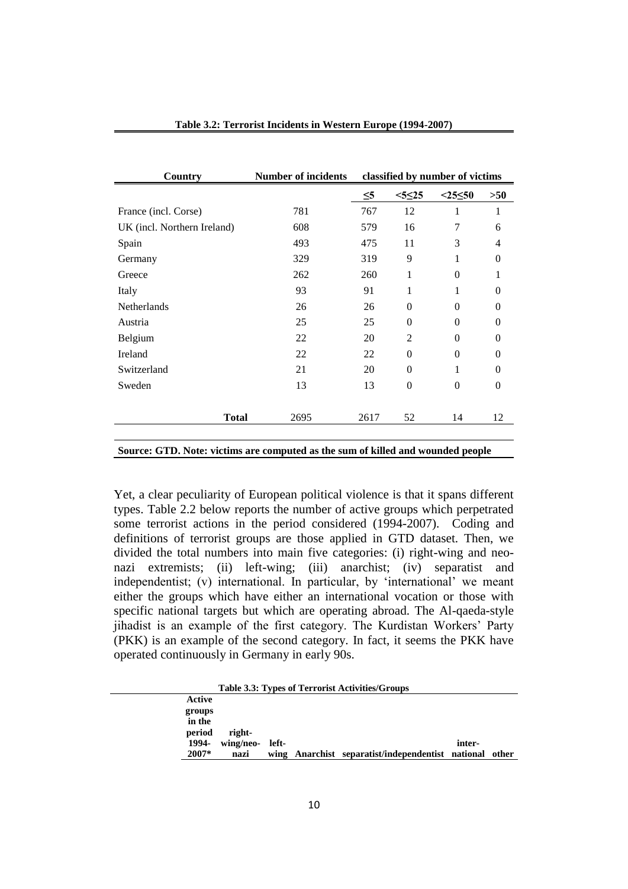**Table 3.2: Terrorist Incidents in Western Europe (1994-2007)**

| Country | Number of incidents | classified by number of victims | | | |
|---|---|---|---|---|---|
| | | ≤5 | <5≤25 | <25≤50 | >50 |
| France (incl. Corse) | 781 | 767 | 12 | 1 | 1 |
| UK (incl. Northern Ireland) | 608 | 579 | 16 | 7 | 6 |
| Spain | 493 | 475 | 11 | 3 | 4 |
| Germany | 329 | 319 | 9 | 1 | 0 |
| Greece | 262 | 260 | 1 | 0 | 1 |
| Italy | 93 | 91 | 1 | 1 | 0 |
| Netherlands | 26 | 26 | 0 | 0 | 0 |
| Austria | 25 | 25 | 0 | 0 | 0 |
| Belgium | 22 | 20 | 2 | 0 | 0 |
| Ireland | 22 | 22 | 0 | 0 | 0 |
| Switzerland | 21 | 20 | 0 | 1 | 0 |
| Sweden | 13 | 13 | 0 | 0 | 0 |
| **Total** | 2695 | 2617 | 52 | 14 | 12 |

**Source: GTD. Note: victims are computed as the sum of killed and wounded people**

Yet, a clear peculiarity of European political violence is that it spans different types. Table 2.2 below reports the number of active groups which perpetrated some terrorist actions in the period considered (1994-2007). Coding and definitions of terrorist groups are those applied in GTD dataset. Then, we divided the total numbers into main five categories: (i) right-wing and neo-nazi extremists; (ii) left-wing; (iii) anarchist; (iv) separatist and independentist; (v) international. In particular, by 'international' we meant either the groups which have either an international vocation or those with specific national targets but which are operating abroad. The Al-qaeda-style jihadist is an example of the first category. The Kurdistan Workers' Party (PKK) is an example of the second category. In fact, it seems the PKK have operated continuously in Germany in early 90s.

**Table 3.3: Types of Terrorist Activities/Groups**

| | Active groups in the period 1994-2007* | right-wing/neo-nazi | left-wing | Anarchist | separatist/independentist | inter-national | other |
|---|---|---|---|---|---|---|---|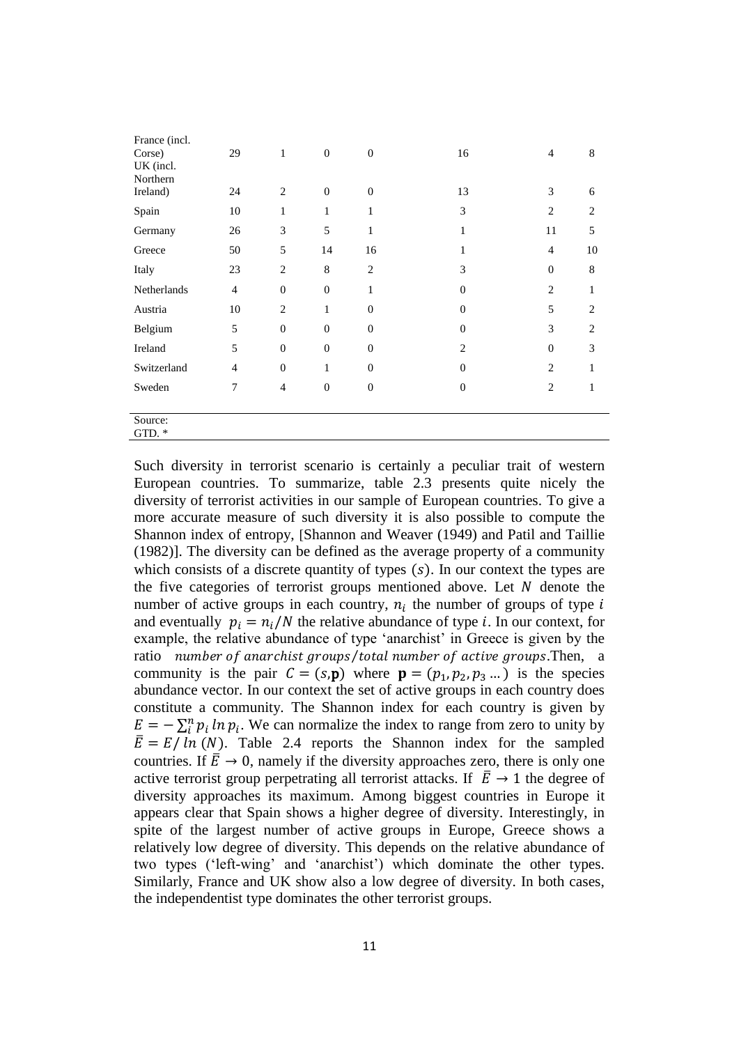| | | | | | | | |
|---|---|---|---|---|---|---|---|
| France (incl. Corse) | 29 | 1 | 0 | 0 | 16 | 4 | 8 |
| UK (incl. Northern Ireland) | 24 | 2 | 0 | 0 | 13 | 3 | 6 |
| Spain | 10 | 1 | 1 | 1 | 3 | 2 | 2 |
| Germany | 26 | 3 | 5 | 1 | 1 | 11 | 5 |
| Greece | 50 | 5 | 14 | 16 | 1 | 4 | 10 |
| Italy | 23 | 2 | 8 | 2 | 3 | 0 | 8 |
| Netherlands | 4 | 0 | 0 | 1 | 0 | 2 | 1 |
| Austria | 10 | 2 | 1 | 0 | 0 | 5 | 2 |
| Belgium | 5 | 0 | 0 | 0 | 0 | 3 | 2 |
| Ireland | 5 | 0 | 0 | 0 | 2 | 0 | 3 |
| Switzerland | 4 | 0 | 1 | 0 | 0 | 2 | 1 |
| Sweden | 7 | 4 | 0 | 0 | 0 | 2 | 1 |

Source: GTD. *

Such diversity in terrorist scenario is certainly a peculiar trait of western European countries. To summarize, table 2.3 presents quite nicely the diversity of terrorist activities in our sample of European countries. To give a more accurate measure of such diversity it is also possible to compute the Shannon index of entropy, [Shannon and Weaver (1949) and Patil and Taillie (1982)]. The diversity can be defined as the average property of a community which consists of a discrete quantity of types $(s)$. In our context the types are the five categories of terrorist groups mentioned above. Let $N$ denote the number of active groups in each country, $n_i$ the number of groups of type $i$ and eventually $p_i = n_i/N$ the relative abundance of type $i$. In our context, for example, the relative abundance of type 'anarchist' in Greece is given by the ratio $number\ of\ anarchist\ groups/total\ number\ of\ active\ groups$. Then, a community is the pair $C = (s, \mathbf{p})$ where $\mathbf{p} = (p_1, p_2, p_3 \ldots)$ is the species abundance vector. In our context the set of active groups in each country does constitute a community. The Shannon index for each country is given by $E = -\sum_i^n p_i \ln p_i$. We can normalize the index to range from zero to unity by $\bar{E} = E / \ln(N)$. Table 2.4 reports the Shannon index for the sampled countries. If $\bar{E} \to 0$, namely if the diversity approaches zero, there is only one active terrorist group perpetrating all terrorist attacks. If $\bar{E} \to 1$ the degree of diversity approaches its maximum. Among biggest countries in Europe it appears clear that Spain shows a higher degree of diversity. Interestingly, in spite of the largest number of active groups in Europe, Greece shows a relatively low degree of diversity. This depends on the relative abundance of two types ('left-wing' and 'anarchist') which dominate the other types. Similarly, France and UK show also a low degree of diversity. In both cases, the independentist type dominates the other terrorist groups.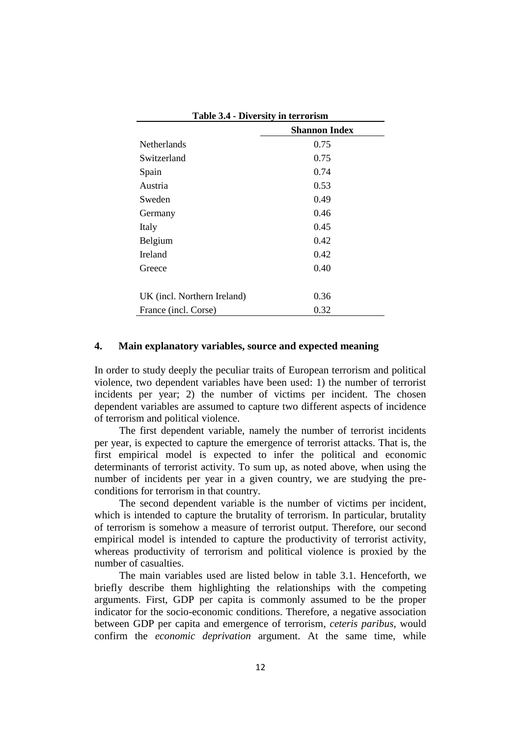**Table 3.4 - Diversity in terrorism**

| | Shannon Index |
|---|---|
| Netherlands | 0.75 |
| Switzerland | 0.75 |
| Spain | 0.74 |
| Austria | 0.53 |
| Sweden | 0.49 |
| Germany | 0.46 |
| Italy | 0.45 |
| Belgium | 0.42 |
| Ireland | 0.42 |
| Greece | 0.40 |
| UK (incl. Northern Ireland) | 0.36 |
| France (incl. Corse) | 0.32 |

## 4. Main explanatory variables, source and expected meaning

In order to study deeply the peculiar traits of European terrorism and political violence, two dependent variables have been used: 1) the number of terrorist incidents per year; 2) the number of victims per incident. The chosen dependent variables are assumed to capture two different aspects of incidence of terrorism and political violence.

The first dependent variable, namely the number of terrorist incidents per year, is expected to capture the emergence of terrorist attacks. That is, the first empirical model is expected to infer the political and economic determinants of terrorist activity. To sum up, as noted above, when using the number of incidents per year in a given country, we are studying the pre-conditions for terrorism in that country.

The second dependent variable is the number of victims per incident, which is intended to capture the brutality of terrorism. In particular, brutality of terrorism is somehow a measure of terrorist output. Therefore, our second empirical model is intended to capture the productivity of terrorist activity, whereas productivity of terrorism and political violence is proxied by the number of casualties.

The main variables used are listed below in table 3.1. Henceforth, we briefly describe them highlighting the relationships with the competing arguments. First, GDP per capita is commonly assumed to be the proper indicator for the socio-economic conditions. Therefore, a negative association between GDP per capita and emergence of terrorism, *ceteris paribus*, would confirm the *economic deprivation* argument. At the same time, while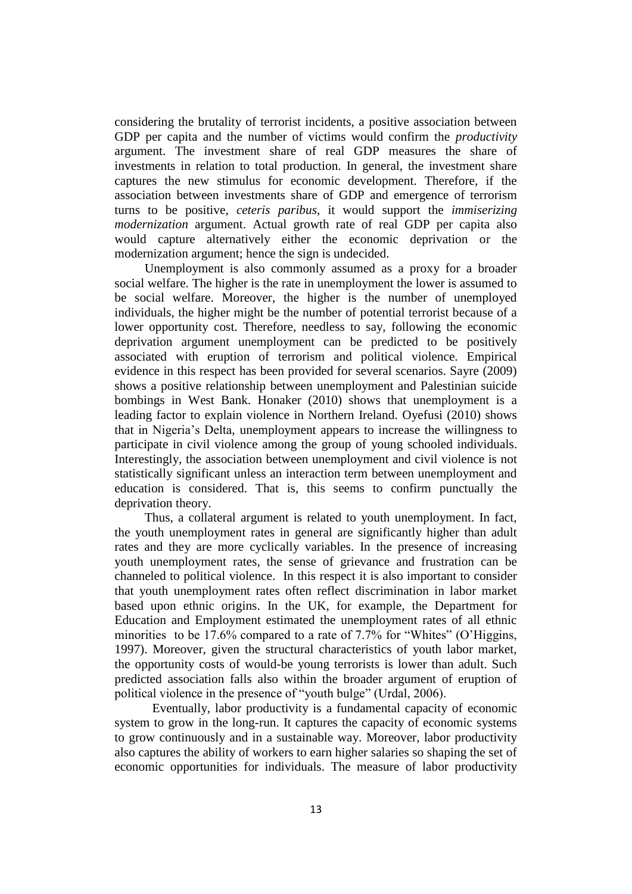considering the brutality of terrorist incidents, a positive association between GDP per capita and the number of victims would confirm the *productivity* argument. The investment share of real GDP measures the share of investments in relation to total production. In general, the investment share captures the new stimulus for economic development. Therefore, if the association between investments share of GDP and emergence of terrorism turns to be positive, *ceteris paribus*, it would support the *immiserizing modernization* argument. Actual growth rate of real GDP per capita also would capture alternatively either the economic deprivation or the modernization argument; hence the sign is undecided.

Unemployment is also commonly assumed as a proxy for a broader social welfare. The higher is the rate in unemployment the lower is assumed to be social welfare. Moreover, the higher is the number of unemployed individuals, the higher might be the number of potential terrorist because of a lower opportunity cost. Therefore, needless to say, following the economic deprivation argument unemployment can be predicted to be positively associated with eruption of terrorism and political violence. Empirical evidence in this respect has been provided for several scenarios. Sayre (2009) shows a positive relationship between unemployment and Palestinian suicide bombings in West Bank. Honaker (2010) shows that unemployment is a leading factor to explain violence in Northern Ireland. Oyefusi (2010) shows that in Nigeria's Delta, unemployment appears to increase the willingness to participate in civil violence among the group of young schooled individuals. Interestingly, the association between unemployment and civil violence is not statistically significant unless an interaction term between unemployment and education is considered. That is, this seems to confirm punctually the deprivation theory.

Thus, a collateral argument is related to youth unemployment. In fact, the youth unemployment rates in general are significantly higher than adult rates and they are more cyclically variables. In the presence of increasing youth unemployment rates, the sense of grievance and frustration can be channeled to political violence. In this respect it is also important to consider that youth unemployment rates often reflect discrimination in labor market based upon ethnic origins. In the UK, for example, the Department for Education and Employment estimated the unemployment rates of all ethnic minorities to be 17.6% compared to a rate of 7.7% for "Whites" (O'Higgins, 1997). Moreover, given the structural characteristics of youth labor market, the opportunity costs of would-be young terrorists is lower than adult. Such predicted association falls also within the broader argument of eruption of political violence in the presence of "youth bulge" (Urdal, 2006).

Eventually, labor productivity is a fundamental capacity of economic system to grow in the long-run. It captures the capacity of economic systems to grow continuously and in a sustainable way. Moreover, labor productivity also captures the ability of workers to earn higher salaries so shaping the set of economic opportunities for individuals. The measure of labor productivity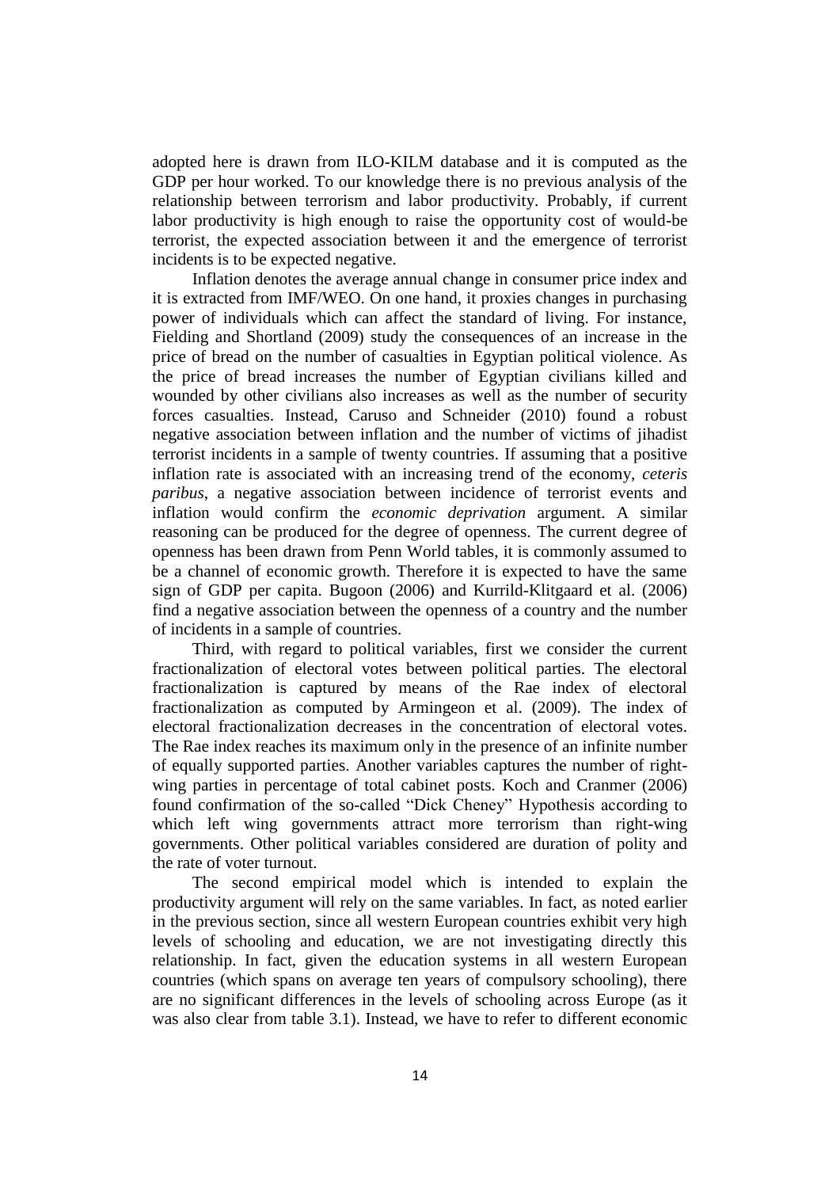adopted here is drawn from ILO-KILM database and it is computed as the GDP per hour worked. To our knowledge there is no previous analysis of the relationship between terrorism and labor productivity. Probably, if current labor productivity is high enough to raise the opportunity cost of would-be terrorist, the expected association between it and the emergence of terrorist incidents is to be expected negative.

Inflation denotes the average annual change in consumer price index and it is extracted from IMF/WEO. On one hand, it proxies changes in purchasing power of individuals which can affect the standard of living. For instance, Fielding and Shortland (2009) study the consequences of an increase in the price of bread on the number of casualties in Egyptian political violence. As the price of bread increases the number of Egyptian civilians killed and wounded by other civilians also increases as well as the number of security forces casualties. Instead, Caruso and Schneider (2010) found a robust negative association between inflation and the number of victims of jihadist terrorist incidents in a sample of twenty countries. If assuming that a positive inflation rate is associated with an increasing trend of the economy, *ceteris paribus*, a negative association between incidence of terrorist events and inflation would confirm the *economic deprivation* argument. A similar reasoning can be produced for the degree of openness. The current degree of openness has been drawn from Penn World tables, it is commonly assumed to be a channel of economic growth. Therefore it is expected to have the same sign of GDP per capita. Bugoon (2006) and Kurrild-Klitgaard et al. (2006) find a negative association between the openness of a country and the number of incidents in a sample of countries.

Third, with regard to political variables, first we consider the current fractionalization of electoral votes between political parties. The electoral fractionalization is captured by means of the Rae index of electoral fractionalization as computed by Armingeon et al. (2009). The index of electoral fractionalization decreases in the concentration of electoral votes. The Rae index reaches its maximum only in the presence of an infinite number of equally supported parties. Another variables captures the number of right-wing parties in percentage of total cabinet posts. Koch and Cranmer (2006) found confirmation of the so-called "Dick Cheney" Hypothesis according to which left wing governments attract more terrorism than right-wing governments. Other political variables considered are duration of polity and the rate of voter turnout.

The second empirical model which is intended to explain the productivity argument will rely on the same variables. In fact, as noted earlier in the previous section, since all western European countries exhibit very high levels of schooling and education, we are not investigating directly this relationship. In fact, given the education systems in all western European countries (which spans on average ten years of compulsory schooling), there are no significant differences in the levels of schooling across Europe (as it was also clear from table 3.1). Instead, we have to refer to different economic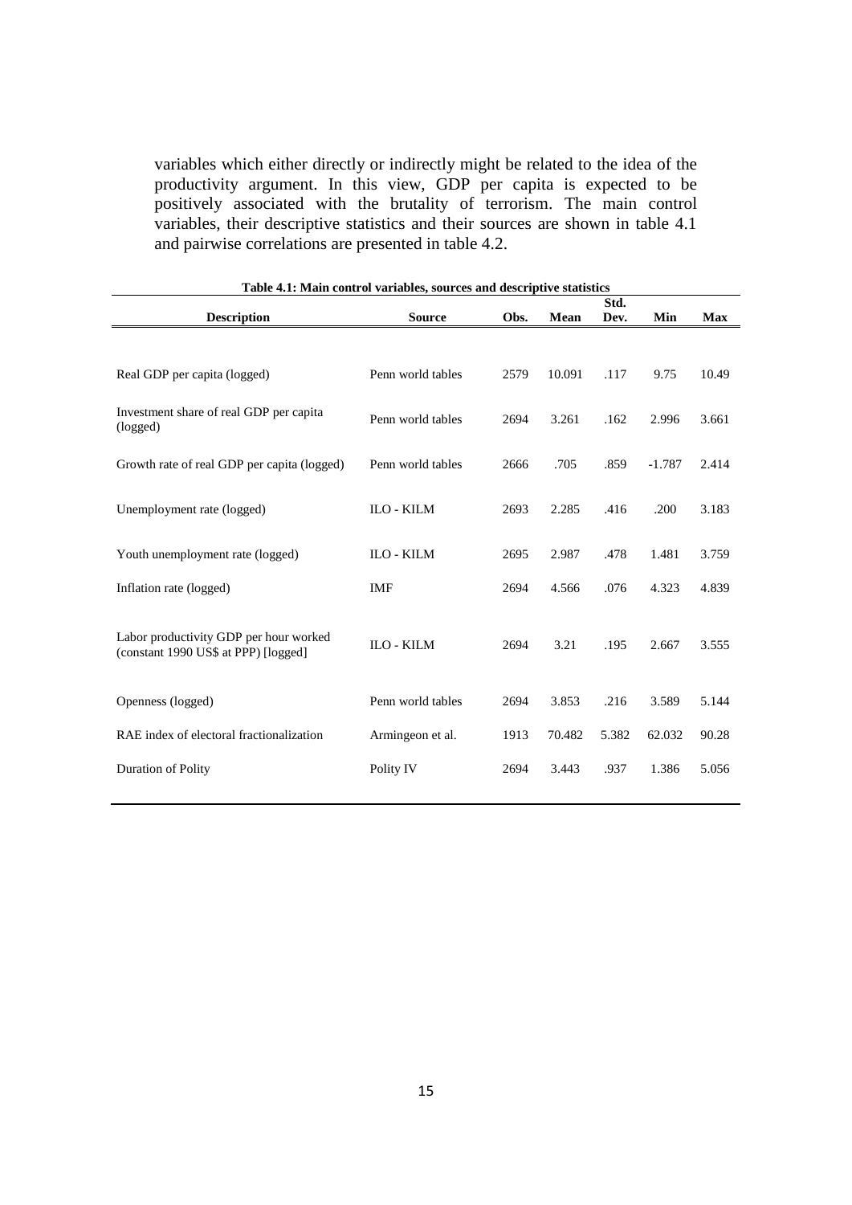variables which either directly or indirectly might be related to the idea of the productivity argument. In this view, GDP per capita is expected to be positively associated with the brutality of terrorism. The main control variables, their descriptive statistics and their sources are shown in table 4.1 and pairwise correlations are presented in table 4.2.

**Table 4.1: Main control variables, sources and descriptive statistics**

| Description | Source | Obs. | Mean | Std. Dev. | Min | Max |
|---|---|---|---|---|---|---|
| Real GDP per capita (logged) | Penn world tables | 2579 | 10.091 | .117 | 9.75 | 10.49 |
| Investment share of real GDP per capita (logged) | Penn world tables | 2694 | 3.261 | .162 | 2.996 | 3.661 |
| Growth rate of real GDP per capita (logged) | Penn world tables | 2666 | .705 | .859 | -1.787 | 2.414 |
| Unemployment rate (logged) | ILO - KILM | 2693 | 2.285 | .416 | .200 | 3.183 |
| Youth unemployment rate (logged) | ILO - KILM | 2695 | 2.987 | .478 | 1.481 | 3.759 |
| Inflation rate (logged) | IMF | 2694 | 4.566 | .076 | 4.323 | 4.839 |
| Labor productivity GDP per hour worked (constant 1990 US$ at PPP) [logged] | ILO - KILM | 2694 | 3.21 | .195 | 2.667 | 3.555 |
| Openness (logged) | Penn world tables | 2694 | 3.853 | .216 | 3.589 | 5.144 |
| RAE index of electoral fractionalization | Armingeon et al. | 1913 | 70.482 | 5.382 | 62.032 | 90.28 |
| Duration of Polity | Polity IV | 2694 | 3.443 | .937 | 1.386 | 5.056 |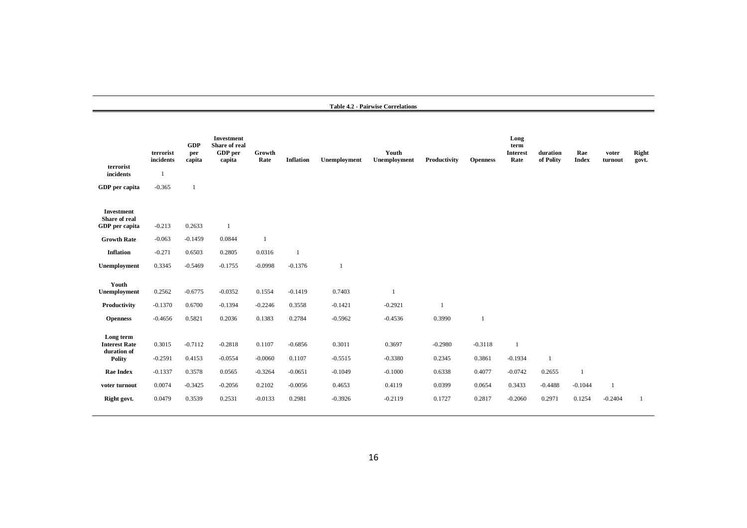**Table 4.2 - Pairwise Correlations**

| | terrorist incidents | GDP per capita | Investment Share of real GDP per capita | Growth Rate | Inflation | Unemployment | Youth Unemployment | Productivity | Openness | Long term Interest Rate | duration of Polity | Rae Index | voter turnout | Right govt. |
|---|---|---|---|---|---|---|---|---|---|---|---|---|---|---|
| **terrorist incidents** | 1 | | | | | | | | | | | | | |
| **GDP per capita** | -0.365 | 1 | | | | | | | | | | | | |
| **Investment Share of real GDP per capita** | -0.213 | 0.2633 | 1 | | | | | | | | | | | |
| **Growth Rate** | -0.063 | -0.1459 | 0.0844 | 1 | | | | | | | | | | |
| **Inflation** | -0.271 | 0.6503 | 0.2805 | 0.0316 | 1 | | | | | | | | | |
| **Unemployment** | 0.3345 | -0.5469 | -0.1755 | -0.0998 | -0.1376 | 1 | | | | | | | | |
| **Youth Unemployment** | 0.2562 | -0.6775 | -0.0352 | 0.1554 | -0.1419 | 0.7403 | 1 | | | | | | | |
| **Productivity** | -0.1370 | 0.6700 | -0.1394 | -0.2246 | 0.3558 | -0.1421 | -0.2921 | 1 | | | | | | |
| **Openness** | -0.4656 | 0.5821 | 0.2036 | 0.1383 | 0.2784 | -0.5962 | -0.4536 | 0.3990 | 1 | | | | | |
| **Long term Interest Rate** | 0.3015 | -0.7112 | -0.2818 | 0.1107 | -0.6856 | 0.3011 | 0.3697 | -0.2980 | -0.3118 | 1 | | | | |
| **duration of Polity** | -0.2591 | 0.4153 | -0.0554 | -0.0060 | 0.1107 | -0.5515 | -0.3380 | 0.2345 | 0.3861 | -0.1934 | 1 | | | |
| **Rae Index** | -0.1337 | 0.3578 | 0.0565 | -0.3264 | -0.0651 | -0.1049 | -0.1000 | 0.6338 | 0.4077 | -0.0742 | 0.2655 | 1 | | |
| **voter turnout** | 0.0074 | -0.3425 | -0.2056 | 0.2102 | -0.0056 | 0.4653 | 0.4119 | 0.0399 | 0.0654 | 0.3433 | -0.4488 | -0.1044 | 1 | |
| **Right govt.** | 0.0479 | 0.3539 | 0.2531 | -0.0133 | 0.2981 | -0.3926 | -0.2119 | 0.1727 | 0.2817 | -0.2060 | 0.2971 | 0.1254 | -0.2404 | 1 |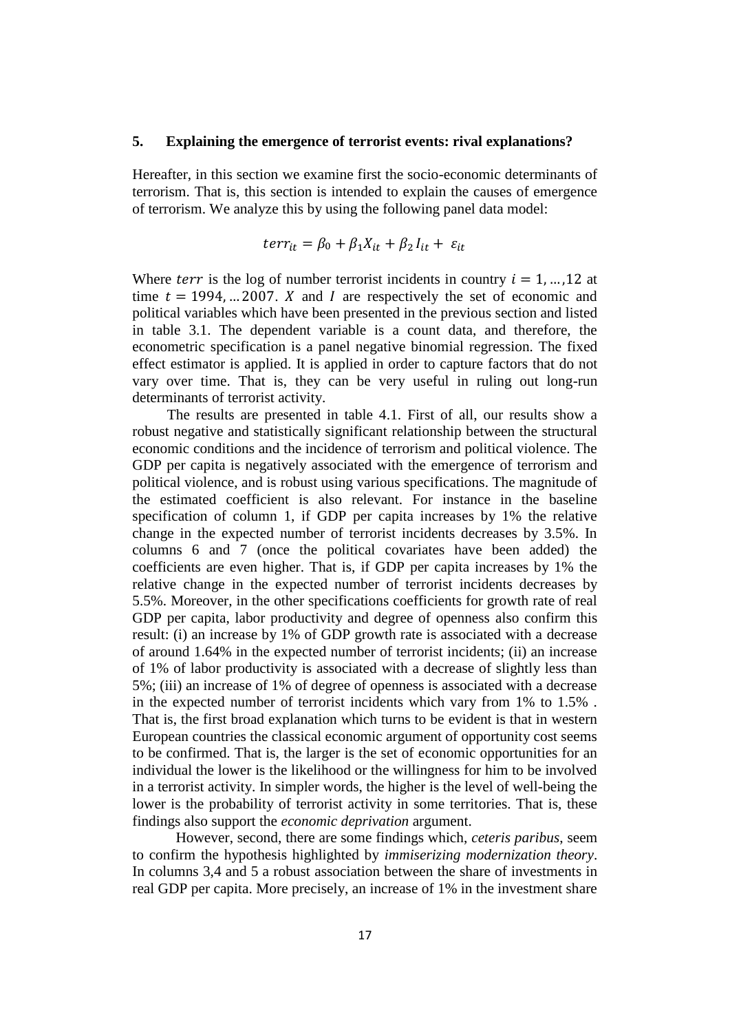## 5. Explaining the emergence of terrorist events: rival explanations?

Hereafter, in this section we examine first the socio-economic determinants of terrorism. That is, this section is intended to explain the causes of emergence of terrorism. We analyze this by using the following panel data model:

$$terr_{it} = \beta_0 + \beta_1 X_{it} + \beta_2 I_{it} + \varepsilon_{it}$$

Where $terr$ is the log of number terrorist incidents in country $i = 1, \ldots, 12$ at time $t = 1994, \ldots 2007$. $X$ and $I$ are respectively the set of economic and political variables which have been presented in the previous section and listed in table 3.1. The dependent variable is a count data, and therefore, the econometric specification is a panel negative binomial regression. The fixed effect estimator is applied. It is applied in order to capture factors that do not vary over time. That is, they can be very useful in ruling out long-run determinants of terrorist activity.

The results are presented in table 4.1. First of all, our results show a robust negative and statistically significant relationship between the structural economic conditions and the incidence of terrorism and political violence. The GDP per capita is negatively associated with the emergence of terrorism and political violence, and is robust using various specifications. The magnitude of the estimated coefficient is also relevant. For instance in the baseline specification of column 1, if GDP per capita increases by 1% the relative change in the expected number of terrorist incidents decreases by 3.5%. In columns 6 and 7 (once the political covariates have been added) the coefficients are even higher. That is, if GDP per capita increases by 1% the relative change in the expected number of terrorist incidents decreases by 5.5%. Moreover, in the other specifications coefficients for growth rate of real GDP per capita, labor productivity and degree of openness also confirm this result: (i) an increase by 1% of GDP growth rate is associated with a decrease of around 1.64% in the expected number of terrorist incidents; (ii) an increase of 1% of labor productivity is associated with a decrease of slightly less than 5%; (iii) an increase of 1% of degree of openness is associated with a decrease in the expected number of terrorist incidents which vary from 1% to 1.5% . That is, the first broad explanation which turns to be evident is that in western European countries the classical economic argument of opportunity cost seems to be confirmed. That is, the larger is the set of economic opportunities for an individual the lower is the likelihood or the willingness for him to be involved in a terrorist activity. In simpler words, the higher is the level of well-being the lower is the probability of terrorist activity in some territories. That is, these findings also support the *economic deprivation* argument.

However, second, there are some findings which, *ceteris paribus*, seem to confirm the hypothesis highlighted by *immiserizing modernization theory*. In columns 3,4 and 5 a robust association between the share of investments in real GDP per capita. More precisely, an increase of 1% in the investment share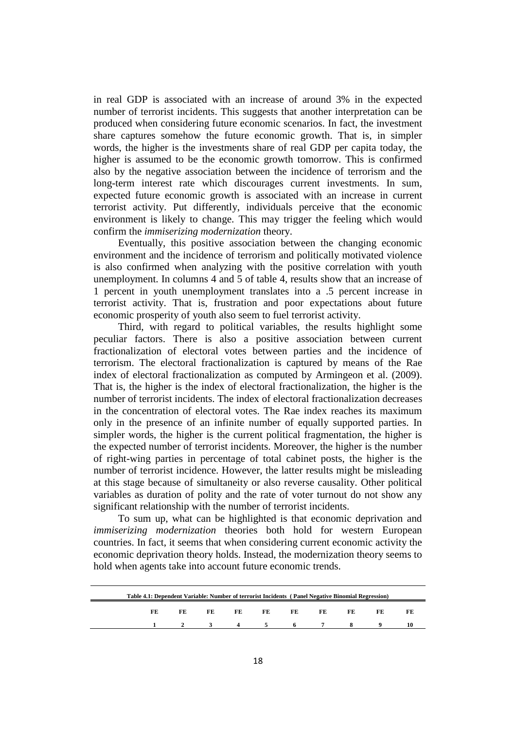in real GDP is associated with an increase of around 3% in the expected number of terrorist incidents. This suggests that another interpretation can be produced when considering future economic scenarios. In fact, the investment share captures somehow the future economic growth. That is, in simpler words, the higher is the investments share of real GDP per capita today, the higher is assumed to be the economic growth tomorrow. This is confirmed also by the negative association between the incidence of terrorism and the long-term interest rate which discourages current investments. In sum, expected future economic growth is associated with an increase in current terrorist activity. Put differently, individuals perceive that the economic environment is likely to change. This may trigger the feeling which would confirm the *immiserizing modernization* theory.

Eventually, this positive association between the changing economic environment and the incidence of terrorism and politically motivated violence is also confirmed when analyzing with the positive correlation with youth unemployment. In columns 4 and 5 of table 4, results show that an increase of 1 percent in youth unemployment translates into a .5 percent increase in terrorist activity. That is, frustration and poor expectations about future economic prosperity of youth also seem to fuel terrorist activity.

Third, with regard to political variables, the results highlight some peculiar factors. There is also a positive association between current fractionalization of electoral votes between parties and the incidence of terrorism. The electoral fractionalization is captured by means of the Rae index of electoral fractionalization as computed by Armingeon et al. (2009). That is, the higher is the index of electoral fractionalization, the higher is the number of terrorist incidents. The index of electoral fractionalization decreases in the concentration of electoral votes. The Rae index reaches its maximum only in the presence of an infinite number of equally supported parties. In simpler words, the higher is the current political fragmentation, the higher is the expected number of terrorist incidents. Moreover, the higher is the number of right-wing parties in percentage of total cabinet posts, the higher is the number of terrorist incidence. However, the latter results might be misleading at this stage because of simultaneity or also reverse causality. Other political variables as duration of polity and the rate of voter turnout do not show any significant relationship with the number of terrorist incidents.

To sum up, what can be highlighted is that economic deprivation and *immiserizing modernization* theories both hold for western European countries. In fact, it seems that when considering current economic activity the economic deprivation theory holds. Instead, the modernization theory seems to hold when agents take into account future economic trends.

**Table 4.1: Dependent Variable: Number of terrorist Incidents ( Panel Negative Binomial Regression)**

| | FE | FE | FE | FE | FE | FE | FE | FE | FE | FE |
|---|---|---|---|---|---|---|---|---|---|---|
| | 1 | 2 | 3 | 4 | 5 | 6 | 7 | 8 | 9 | 10 |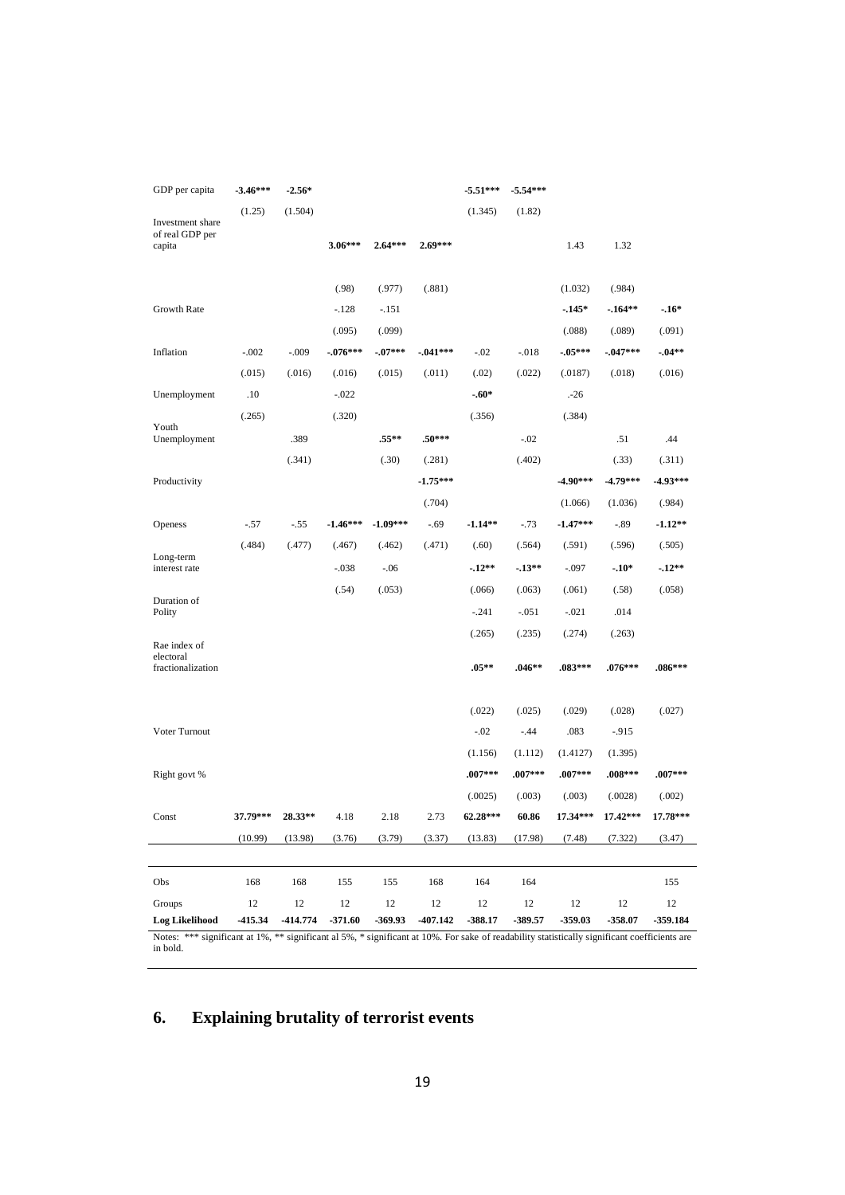| | | | | | | | | | | |
|---|---|---|---|---|---|---|---|---|---|---|
| GDP per capita | **-3.46*** ** | **-2.56*** | | | | **-5.51*** ** | **-5.54*** ** | | | |
| | (1.25) | (1.504) | | | | (1.345) | (1.82) | | | |
| Investment share of real GDP per capita | | | **3.06*** ** | **2.64*** ** | **2.69*** ** | | | 1.43 | 1.32 | |
| | | | (.98) | (.977) | (.881) | | | (1.032) | (.984) | |
| Growth Rate | | | -.128 | -.151 | | | | **-.145*** | **-.164**** | **-.16*** |
| | | | (.095) | (.099) | | | | (.088) | (.089) | (.091) |
| Inflation | -.002 | -.009 | **-.076*** ** | **-.07*** ** | **-.041*** ** | -.02 | -.018 | **-.05*** ** | **-.047*** ** | **-.04**** |
| | (.015) | (.016) | (.016) | (.015) | (.011) | (.02) | (.022) | (.0187) | (.018) | (.016) |
| Unemployment | .10 | | -.022 | | | **-.60*** | | .-26 | | |
| | (.265) | | (.320) | | | (.356) | | (.384) | | |
| Youth Unemployment | | .389 | | **.55**** | **.50*** ** | | -.02 | | .51 | .44 |
| | | (.341) | | (.30) | (.281) | | (.402) | | (.33) | (.311) |
| Productivity | | | | | **-1.75*** ** | | | **-4.90*** ** | **-4.79*** ** | **-4.93*** ** |
| | | | | | (.704) | | | (1.066) | (1.036) | (.984) |
| Openess | -.57 | -.55 | **-1.46*** ** | **-1.09*** ** | -.69 | **-1.14**** | -.73 | **-1.47*** ** | -.89 | **-1.12**** |
| | (.484) | (.477) | (.467) | (.462) | (.471) | (.60) | (.564) | (.591) | (.596) | (.505) |
| Long-term interest rate | | | -.038 | -.06 | | **-.12**** | **-.13**** | -.097 | **-.10*** | **-.12**** |
| | | | (.54) | (.053) | | (.066) | (.063) | (.061) | (.58) | (.058) |
| Duration of Polity | | | | | | -.241 | -.051 | -.021 | .014 | |
| | | | | | | (.265) | (.235) | (.274) | (.263) | |
| Rae index of electoral fractionalization | | | | | | **.05**** | **.046**** | **.083*** ** | **.076*** ** | **.086*** ** |
| | | | | | | (.022) | (.025) | (.029) | (.028) | (.027) |
| Voter Turnout | | | | | | -.02 | -.44 | .083 | -.915 | |
| | | | | | | (1.156) | (1.112) | (1.4127) | (1.395) | |
| Right govt % | | | | | | **.007*** ** | **.007*** ** | **.007*** ** | **.008*** ** | **.007*** ** |
| | | | | | | (.0025) | (.003) | (.003) | (.0028) | (.002) |
| Const | **37.79*** ** | **28.33**** | 4.18 | 2.18 | 2.73 | **62.28*** ** | 60.86 | **17.34*** ** | **17.42*** ** | **17.78*** ** |
| | (10.99) | (13.98) | (3.76) | (3.79) | (3.37) | (13.83) | (17.98) | (7.48) | (7.322) | (3.47) |
| Obs | 168 | 168 | 155 | 155 | 168 | 164 | 164 | | | 155 |
| Groups | 12 | 12 | 12 | 12 | 12 | 12 | 12 | 12 | 12 | 12 |
| **Log Likelihood** | **-415.34** | **-414.774** | **-371.60** | **-369.93** | **-407.142** | **-388.17** | **-389.57** | **-359.03** | **-358.07** | **-359.184** |

Notes: *** significant at 1%, ** significant al 5%, * significant at 10%. For sake of readability statistically significant coefficients are in bold.

## 6. Explaining brutality of terrorist events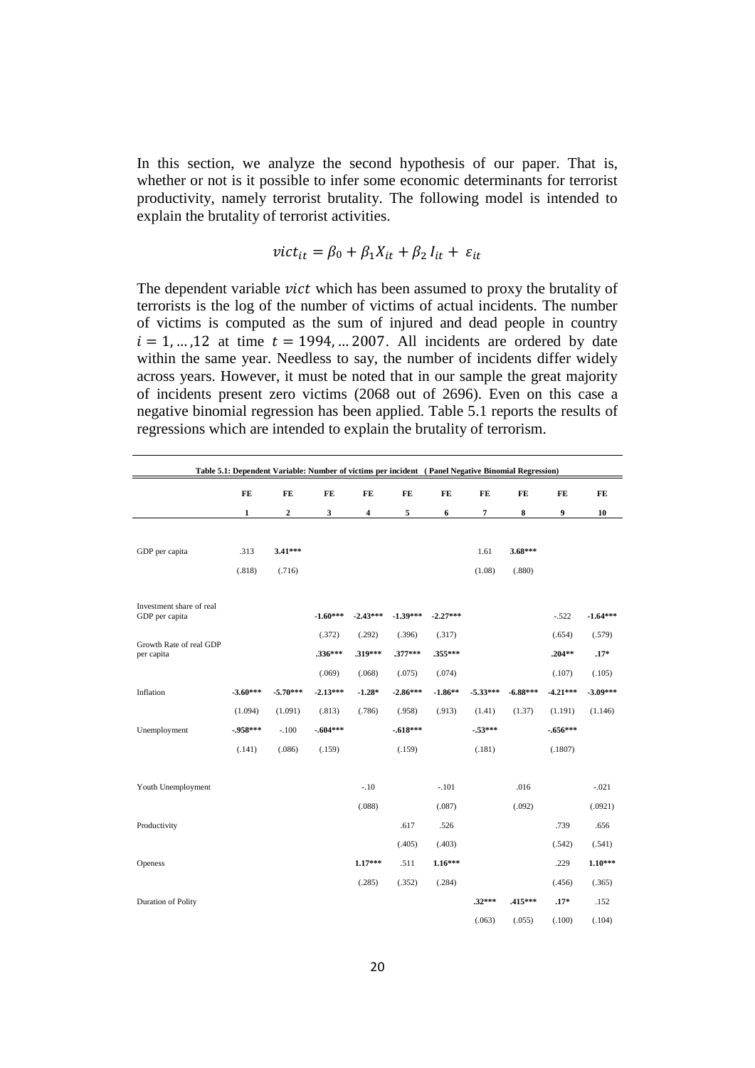In this section, we analyze the second hypothesis of our paper. That is, whether or not is it possible to infer some economic determinants for terrorist productivity, namely terrorist brutality. The following model is intended to explain the brutality of terrorist activities.

$$vict_{it} = \beta_0 + \beta_1 X_{it} + \beta_2 I_{it} + \varepsilon_{it}$$

The dependent variable $vict$ which has been assumed to proxy the brutality of terrorists is the log of the number of victims of actual incidents. The number of victims is computed as the sum of injured and dead people in country $i = 1, \ldots, 12$ at time $t = 1994, \ldots 2007$. All incidents are ordered by date within the same year. Needless to say, the number of incidents differ widely across years. However, it must be noted that in our sample the great majority of incidents present zero victims (2068 out of 2696). Even on this case a negative binomial regression has been applied. Table 5.1 reports the results of regressions which are intended to explain the brutality of terrorism.

**Table 5.1: Dependent Variable: Number of victims per incident (Panel Negative Binomial Regression)**

| | FE | FE | FE | FE | FE | FE | FE | FE | FE | FE |
|---|---|---|---|---|---|---|---|---|---|---|
| | 1 | 2 | 3 | 4 | 5 | 6 | 7 | 8 | 9 | 10 |
| GDP per capita | .313 | 3.41*** | | | | | 1.61 | 3.68*** | | |
| | (.818) | (.716) | | | | | (1.08) | (.880) | | |
| Investment share of real GDP per capita | | | -1.60*** | -2.43*** | -1.39*** | -2.27*** | | | -.522 | -1.64*** |
| | | | (.372) | (.292) | (.396) | (.317) | | | (.654) | (.579) |
| Growth Rate of real GDP per capita | | | .336*** | .319*** | .377*** | .355*** | | | .204** | .17* |
| | | | (.069) | (.068) | (.075) | (.074) | | | (.107) | (.105) |
| Inflation | -3.60*** | -5.70*** | -2.13*** | -1.28* | -2.86*** | -1.86** | -5.33*** | -6.88*** | -4.21*** | -3.09*** |
| | (1.094) | (1.091) | (.813) | (.786) | (.958) | (.913) | (1.41) | (1.37) | (1.191) | (1.146) |
| Unemployment | -.958*** | -.100 | -.604*** | | -.618*** | | -.53*** | | -.656*** | |
| | (.141) | (.086) | (.159) | | (.159) | | (.181) | | (.1807) | |
| Youth Unemployment | | | | -.10 | | -.101 | | .016 | | -.021 |
| | | | | (.088) | | (.087) | | (.092) | | (.0921) |
| Productivity | | | | | .617 | .526 | | | .739 | .656 |
| | | | | | (.405) | (.403) | | | (.542) | (.541) |
| Openess | | | | 1.17*** | .511 | 1.16*** | | | .229 | 1.10*** |
| | | | | (.285) | (.352) | (.284) | | | (.456) | (.365) |
| Duration of Polity | | | | | | | .32*** | .415*** | .17* | .152 |
| | | | | | | | (.063) | (.055) | (.100) | (.104) |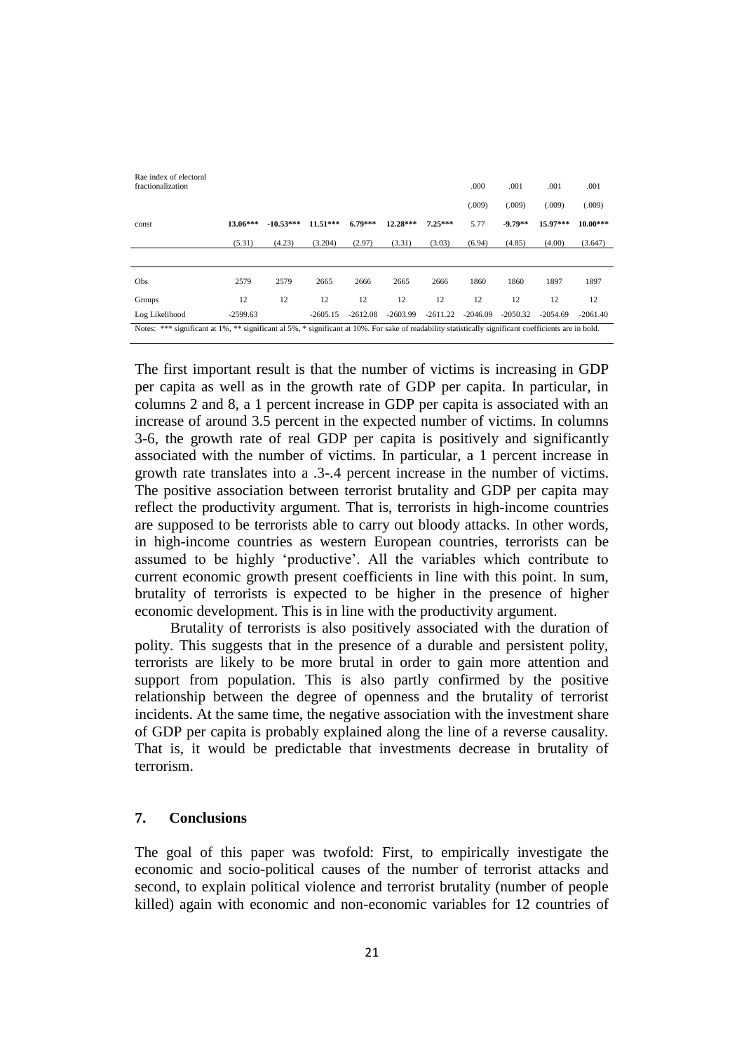| | | | | | | | | | | |
|---|---|---|---|---|---|---|---|---|---|---|
| Rae index of electoral fractionalization | | | | | | | .000 | .001 | .001 | .001 |
| | | | | | | | (.009) | (.009) | (.009) | (.009) |
| const | **13.06\*\*\*** | **-10.53\*\*\*** | **11.51\*\*\*** | **6.79\*\*\*** | **12.28\*\*\*** | **7.25\*\*\*** | 5.77 | **-9.79\*\*** | **15.97\*\*\*** | **10.00\*\*\*** |
| | (5.31) | (4.23) | (3.204) | (2.97) | (3.31) | (3.03) | (6.94) | (4.85) | (4.00) | (3.647) |
| Obs | 2579 | 2579 | 2665 | 2666 | 2665 | 2666 | 1860 | 1860 | 1897 | 1897 |
| Groups | 12 | 12 | 12 | 12 | 12 | 12 | 12 | 12 | 12 | 12 |
| Log Likelihood | -2599.63 | | -2605.15 | -2612.08 | -2603.99 | -2611.22 | -2046.09 | -2050.32 | -2054.69 | -2061.40 |

Notes: *** significant at 1%, ** significant al 5%, * significant at 10%. For sake of readability statistically significant coefficients are in bold.

The first important result is that the number of victims is increasing in GDP per capita as well as in the growth rate of GDP per capita. In particular, in columns 2 and 8, a 1 percent increase in GDP per capita is associated with an increase of around 3.5 percent in the expected number of victims. In columns 3-6, the growth rate of real GDP per capita is positively and significantly associated with the number of victims. In particular, a 1 percent increase in growth rate translates into a .3-.4 percent increase in the number of victims. The positive association between terrorist brutality and GDP per capita may reflect the productivity argument. That is, terrorists in high-income countries are supposed to be terrorists able to carry out bloody attacks. In other words, in high-income countries as western European countries, terrorists can be assumed to be highly 'productive'. All the variables which contribute to current economic growth present coefficients in line with this point. In sum, brutality of terrorists is expected to be higher in the presence of higher economic development. This is in line with the productivity argument.

Brutality of terrorists is also positively associated with the duration of polity. This suggests that in the presence of a durable and persistent polity, terrorists are likely to be more brutal in order to gain more attention and support from population. This is also partly confirmed by the positive relationship between the degree of openness and the brutality of terrorist incidents. At the same time, the negative association with the investment share of GDP per capita is probably explained along the line of a reverse causality. That is, it would be predictable that investments decrease in brutality of terrorism.

## 7. Conclusions

The goal of this paper was twofold: First, to empirically investigate the economic and socio-political causes of the number of terrorist attacks and second, to explain political violence and terrorist brutality (number of people killed) again with economic and non-economic variables for 12 countries of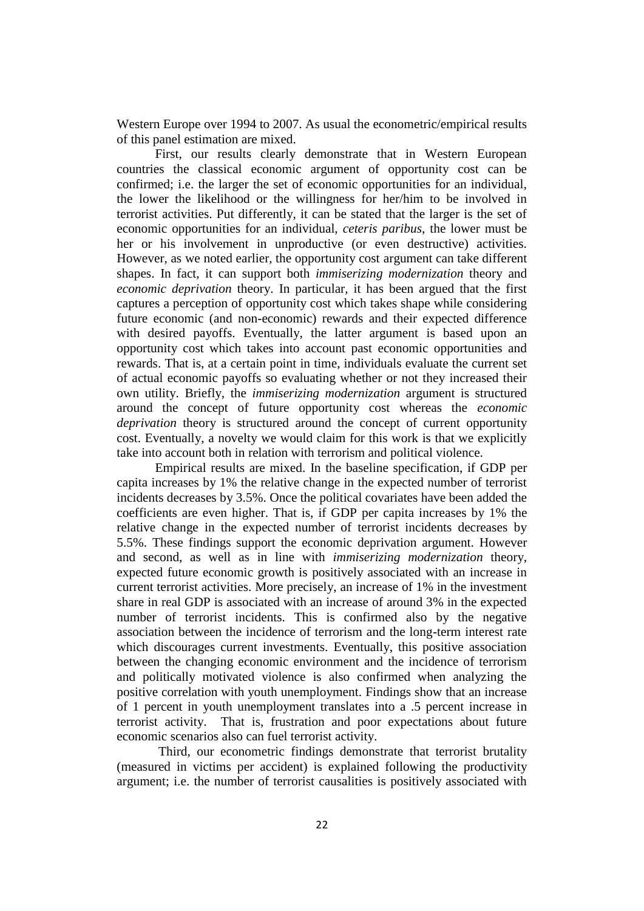Western Europe over 1994 to 2007. As usual the econometric/empirical results of this panel estimation are mixed.

First, our results clearly demonstrate that in Western European countries the classical economic argument of opportunity cost can be confirmed; i.e. the larger the set of economic opportunities for an individual, the lower the likelihood or the willingness for her/him to be involved in terrorist activities. Put differently, it can be stated that the larger is the set of economic opportunities for an individual, *ceteris paribus*, the lower must be her or his involvement in unproductive (or even destructive) activities. However, as we noted earlier, the opportunity cost argument can take different shapes. In fact, it can support both *immiserizing modernization* theory and *economic deprivation* theory. In particular, it has been argued that the first captures a perception of opportunity cost which takes shape while considering future economic (and non-economic) rewards and their expected difference with desired payoffs. Eventually, the latter argument is based upon an opportunity cost which takes into account past economic opportunities and rewards. That is, at a certain point in time, individuals evaluate the current set of actual economic payoffs so evaluating whether or not they increased their own utility. Briefly, the *immiserizing modernization* argument is structured around the concept of future opportunity cost whereas the *economic deprivation* theory is structured around the concept of current opportunity cost. Eventually, a novelty we would claim for this work is that we explicitly take into account both in relation with terrorism and political violence.

Empirical results are mixed. In the baseline specification, if GDP per capita increases by 1% the relative change in the expected number of terrorist incidents decreases by 3.5%. Once the political covariates have been added the coefficients are even higher. That is, if GDP per capita increases by 1% the relative change in the expected number of terrorist incidents decreases by 5.5%. These findings support the economic deprivation argument. However and second, as well as in line with *immiserizing modernization* theory, expected future economic growth is positively associated with an increase in current terrorist activities. More precisely, an increase of 1% in the investment share in real GDP is associated with an increase of around 3% in the expected number of terrorist incidents. This is confirmed also by the negative association between the incidence of terrorism and the long-term interest rate which discourages current investments. Eventually, this positive association between the changing economic environment and the incidence of terrorism and politically motivated violence is also confirmed when analyzing the positive correlation with youth unemployment. Findings show that an increase of 1 percent in youth unemployment translates into a .5 percent increase in terrorist activity. That is, frustration and poor expectations about future economic scenarios also can fuel terrorist activity.

Third, our econometric findings demonstrate that terrorist brutality (measured in victims per accident) is explained following the productivity argument; i.e. the number of terrorist causalities is positively associated with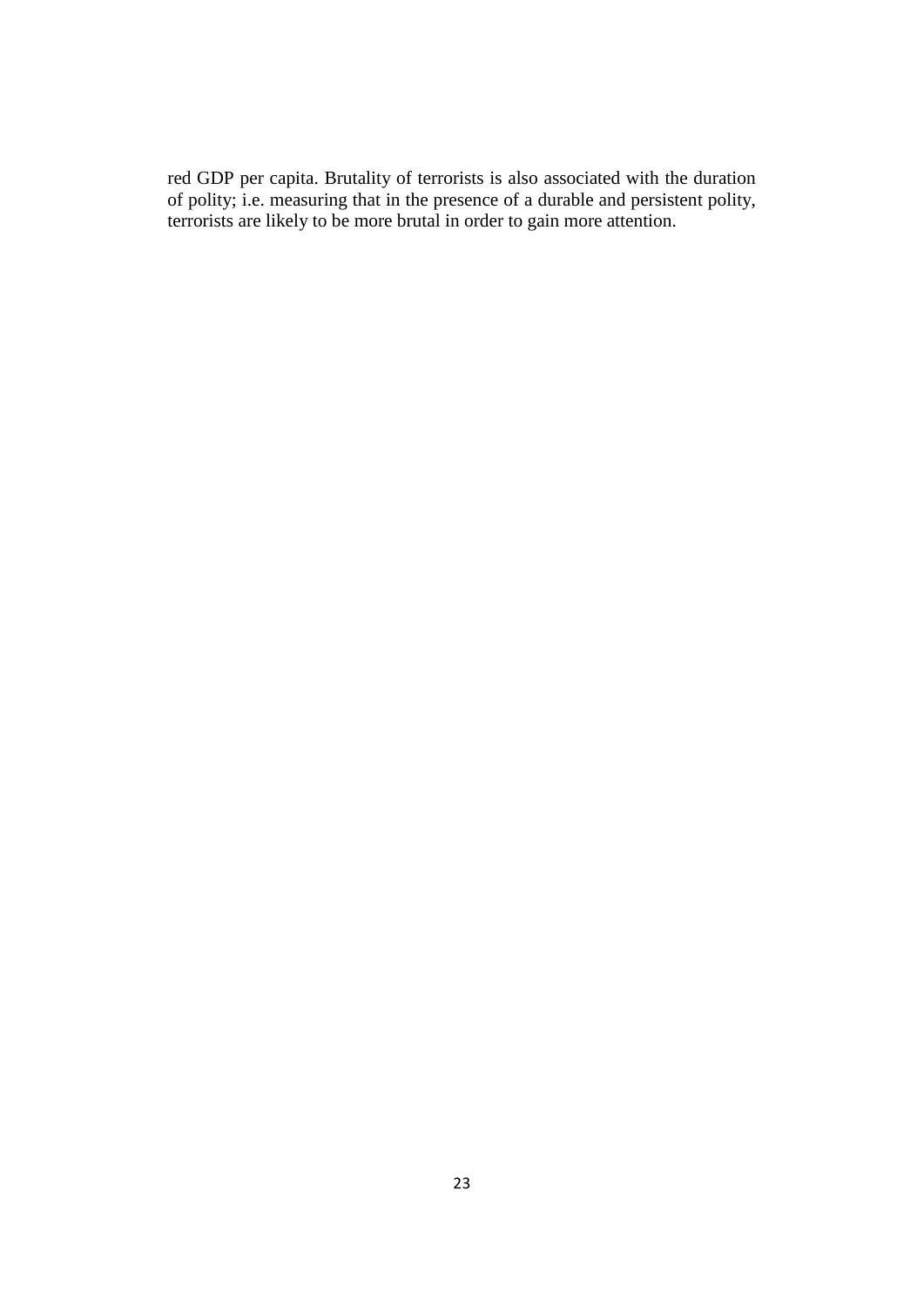red GDP per capita. Brutality of terrorists is also associated with the duration of polity; i.e. measuring that in the presence of a durable and persistent polity, terrorists are likely to be more brutal in order to gain more attention.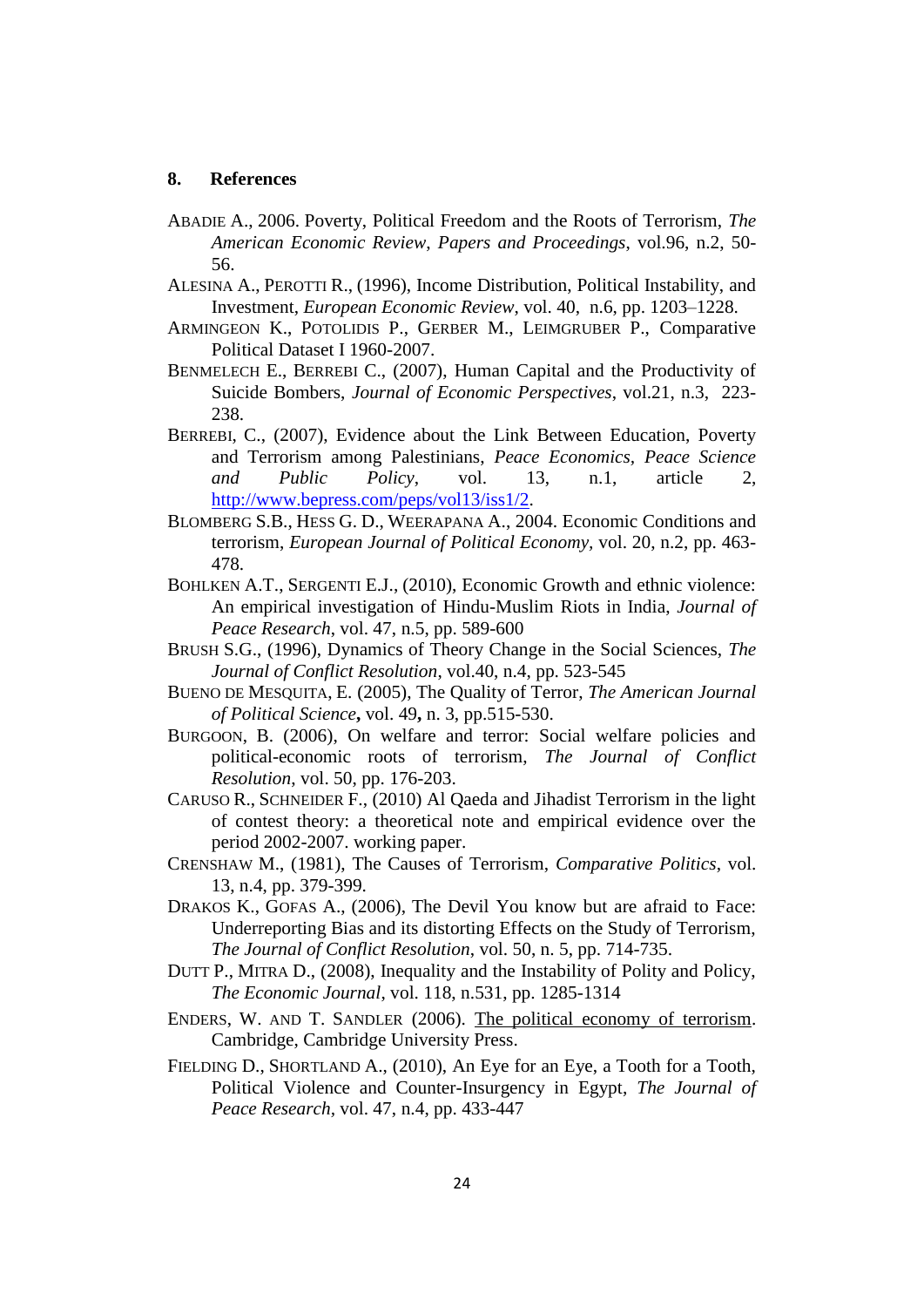## 8. References

ABADIE A., 2006. Poverty, Political Freedom and the Roots of Terrorism, *The American Economic Review, Papers and Proceedings*, vol.96, n.2, 50-56.

ALESINA A., PEROTTI R., (1996), Income Distribution, Political Instability, and Investment, *European Economic Review*, vol. 40, n.6, pp. 1203–1228.

ARMINGEON K., POTOLIDIS P., GERBER M., LEIMGRUBER P., Comparative Political Dataset I 1960-2007.

BENMELECH E., BERREBI C., (2007), Human Capital and the Productivity of Suicide Bombers, *Journal of Economic Perspectives*, vol.21, n.3, 223-238.

BERREBI, C., (2007), Evidence about the Link Between Education, Poverty and Terrorism among Palestinians, *Peace Economics, Peace Science and Public Policy*, vol. 13, n.1, article 2, http://www.bepress.com/peps/vol13/iss1/2.

BLOMBERG S.B., HESS G. D., WEERAPANA A., 2004. Economic Conditions and terrorism, *European Journal of Political Economy*, vol. 20, n.2, pp. 463-478.

BOHLKEN A.T., SERGENTI E.J., (2010), Economic Growth and ethnic violence: An empirical investigation of Hindu-Muslim Riots in India, *Journal of Peace Research*, vol. 47, n.5, pp. 589-600

BRUSH S.G., (1996), Dynamics of Theory Change in the Social Sciences, *The Journal of Conflict Resolution*, vol.40, n.4, pp. 523-545

BUENO DE MESQUITA, E. (2005), The Quality of Terror, *The American Journal of Political Science*, vol. 49**,** n. 3, pp.515-530.

BURGOON, B. (2006), On welfare and terror: Social welfare policies and political-economic roots of terrorism, *The Journal of Conflict Resolution*, vol. 50, pp. 176-203.

CARUSO R., SCHNEIDER F., (2010) Al Qaeda and Jihadist Terrorism in the light of contest theory: a theoretical note and empirical evidence over the period 2002-2007. working paper.

CRENSHAW M., (1981), The Causes of Terrorism, *Comparative Politics*, vol. 13, n.4, pp. 379-399.

DRAKOS K., GOFAS A., (2006), The Devil You know but are afraid to Face: Underreporting Bias and its distorting Effects on the Study of Terrorism, *The Journal of Conflict Resolution*, vol. 50, n. 5, pp. 714-735.

DUTT P., MITRA D., (2008), Inequality and the Instability of Polity and Policy, *The Economic Journal*, vol. 118, n.531, pp. 1285-1314

ENDERS, W. AND T. SANDLER (2006). The political economy of terrorism. Cambridge, Cambridge University Press.

FIELDING D., SHORTLAND A., (2010), An Eye for an Eye, a Tooth for a Tooth, Political Violence and Counter-Insurgency in Egypt, *The Journal of Peace Research*, vol. 47, n.4, pp. 433-447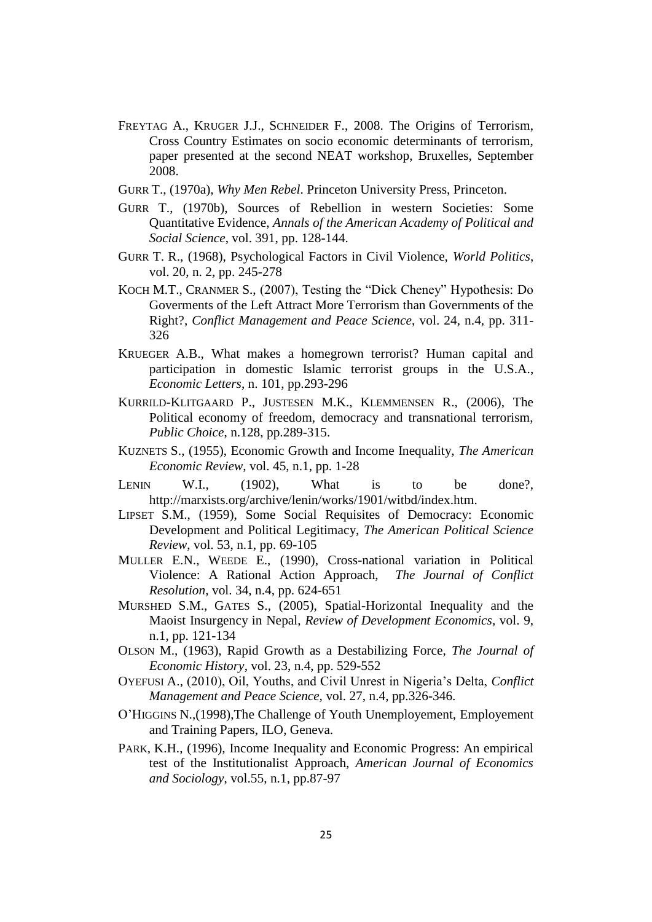FREYTAG A., KRUGER J.J., SCHNEIDER F., 2008. The Origins of Terrorism, Cross Country Estimates on socio economic determinants of terrorism, paper presented at the second NEAT workshop, Bruxelles, September 2008.

GURR T., (1970a), *Why Men Rebel*. Princeton University Press, Princeton.

GURR T., (1970b), Sources of Rebellion in western Societies: Some Quantitative Evidence, *Annals of the American Academy of Political and Social Science*, vol. 391, pp. 128-144.

GURR T. R., (1968), Psychological Factors in Civil Violence, *World Politics*, vol. 20, n. 2, pp. 245-278

KOCH M.T., CRANMER S., (2007), Testing the "Dick Cheney" Hypothesis: Do Goverments of the Left Attract More Terrorism than Governments of the Right?, *Conflict Management and Peace Science*, vol. 24, n.4, pp. 311-326

KRUEGER A.B., What makes a homegrown terrorist? Human capital and participation in domestic Islamic terrorist groups in the U.S.A., *Economic Letters*, n. 101, pp.293-296

KURRILD-KLITGAARD P., JUSTESEN M.K., KLEMMENSEN R., (2006), The Political economy of freedom, democracy and transnational terrorism, *Public Choice*, n.128, pp.289-315.

KUZNETS S., (1955), Economic Growth and Income Inequality, *The American Economic Review*, vol. 45, n.1, pp. 1-28

LENIN W.I., (1902), What is to be done?, http://marxists.org/archive/lenin/works/1901/witbd/index.htm.

LIPSET S.M., (1959), Some Social Requisites of Democracy: Economic Development and Political Legitimacy, *The American Political Science Review*, vol. 53, n.1, pp. 69-105

MULLER E.N., WEEDE E., (1990), Cross-national variation in Political Violence: A Rational Action Approach, *The Journal of Conflict Resolution*, vol. 34, n.4, pp. 624-651

MURSHED S.M., GATES S., (2005), Spatial-Horizontal Inequality and the Maoist Insurgency in Nepal, *Review of Development Economics*, vol. 9, n.1, pp. 121-134

OLSON M., (1963), Rapid Growth as a Destabilizing Force, *The Journal of Economic History*, vol. 23, n.4, pp. 529-552

OYEFUSI A., (2010), Oil, Youths, and Civil Unrest in Nigeria's Delta, *Conflict Management and Peace Science*, vol. 27, n.4, pp.326-346.

O'HIGGINS N.,(1998),The Challenge of Youth Unemployement, Employement and Training Papers, ILO, Geneva.

PARK, K.H., (1996), Income Inequality and Economic Progress: An empirical test of the Institutionalist Approach, *American Journal of Economics and Sociology*, vol.55, n.1, pp.87-97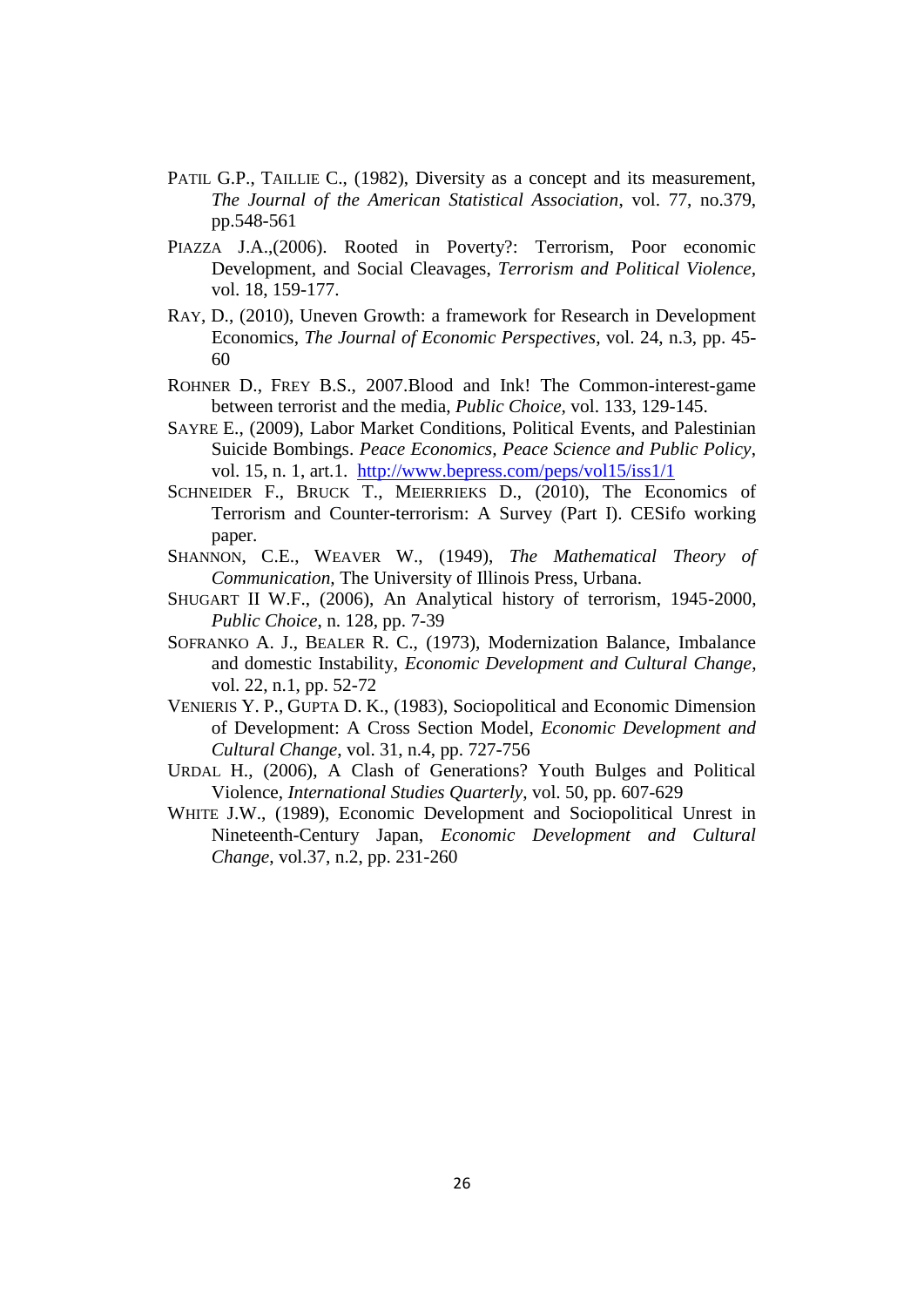PATIL G.P., TAILLIE C., (1982), Diversity as a concept and its measurement, *The Journal of the American Statistical Association*, vol. 77, no.379, pp.548-561

PIAZZA J.A.,(2006). Rooted in Poverty?: Terrorism, Poor economic Development, and Social Cleavages, *Terrorism and Political Violence*, vol. 18, 159-177.

RAY, D., (2010), Uneven Growth: a framework for Research in Development Economics, *The Journal of Economic Perspectives*, vol. 24, n.3, pp. 45-60

ROHNER D., FREY B.S., 2007.Blood and Ink! The Common-interest-game between terrorist and the media, *Public Choice*, vol. 133, 129-145.

SAYRE E., (2009), Labor Market Conditions, Political Events, and Palestinian Suicide Bombings. *Peace Economics, Peace Science and Public Policy*, vol. 15, n. 1, art.1. http://www.bepress.com/peps/vol15/iss1/1

SCHNEIDER F., BRUCK T., MEIERRIEKS D., (2010), The Economics of Terrorism and Counter-terrorism: A Survey (Part I). CESifo working paper.

SHANNON, C.E., WEAVER W., (1949), *The Mathematical Theory of Communication*, The University of Illinois Press, Urbana.

SHUGART II W.F., (2006), An Analytical history of terrorism, 1945-2000, *Public Choice*, n. 128, pp. 7-39

SOFRANKO A. J., BEALER R. C., (1973), Modernization Balance, Imbalance and domestic Instability, *Economic Development and Cultural Change*, vol. 22, n.1, pp. 52-72

VENIERIS Y. P., GUPTA D. K., (1983), Sociopolitical and Economic Dimension of Development: A Cross Section Model, *Economic Development and Cultural Change*, vol. 31, n.4, pp. 727-756

URDAL H., (2006), A Clash of Generations? Youth Bulges and Political Violence, *International Studies Quarterly*, vol. 50, pp. 607-629

WHITE J.W., (1989), Economic Development and Sociopolitical Unrest in Nineteenth-Century Japan, *Economic Development and Cultural Change*, vol.37, n.2, pp. 231-260